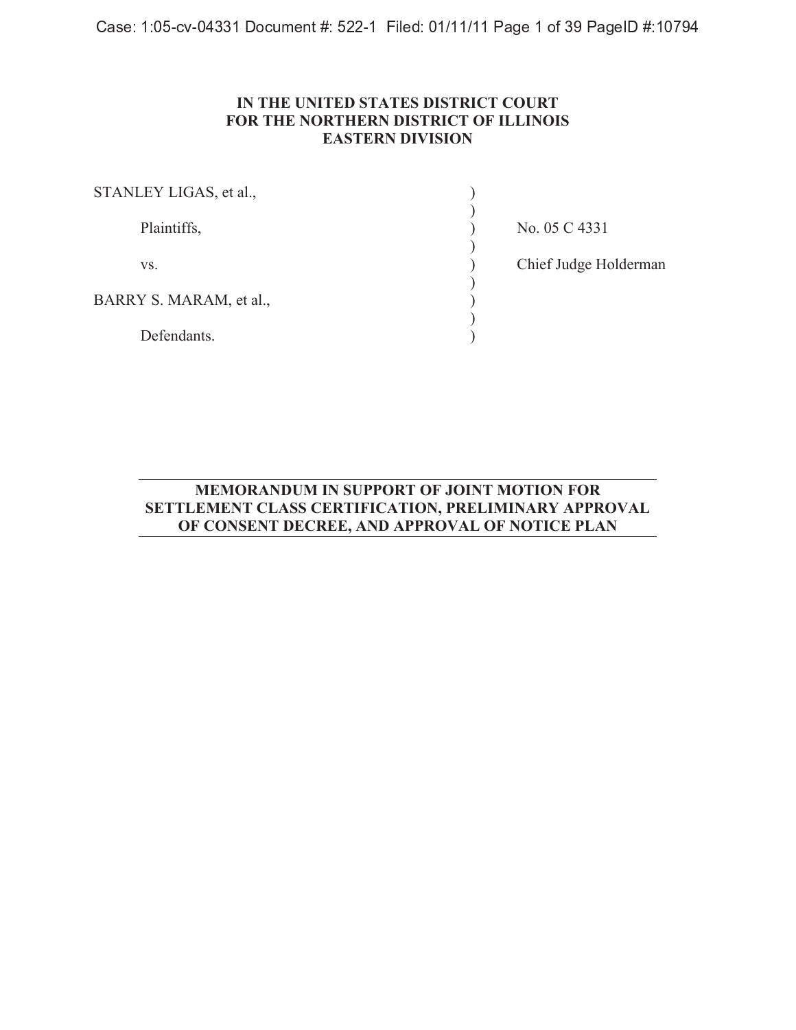**IN THE UNITED STATES DISTRICT COURT**
**FOR THE NORTHERN DISTRICT OF ILLINOIS**
**EASTERN DIVISION**

| | | |
|---|---|---|
| STANLEY LIGAS, et al., | ) | |
| | ) | |
| Plaintiffs, | ) | No. 05 C 4331 |
| | ) | |
| vs. | ) | Chief Judge Holderman |
| | ) | |
| BARRY S. MARAM, et al., | ) | |
| | ) | |
| Defendants. | ) | |

---

**MEMORANDUM IN SUPPORT OF JOINT MOTION FOR SETTLEMENT CLASS CERTIFICATION, PRELIMINARY APPROVAL OF CONSENT DECREE, AND APPROVAL OF NOTICE PLAN**

---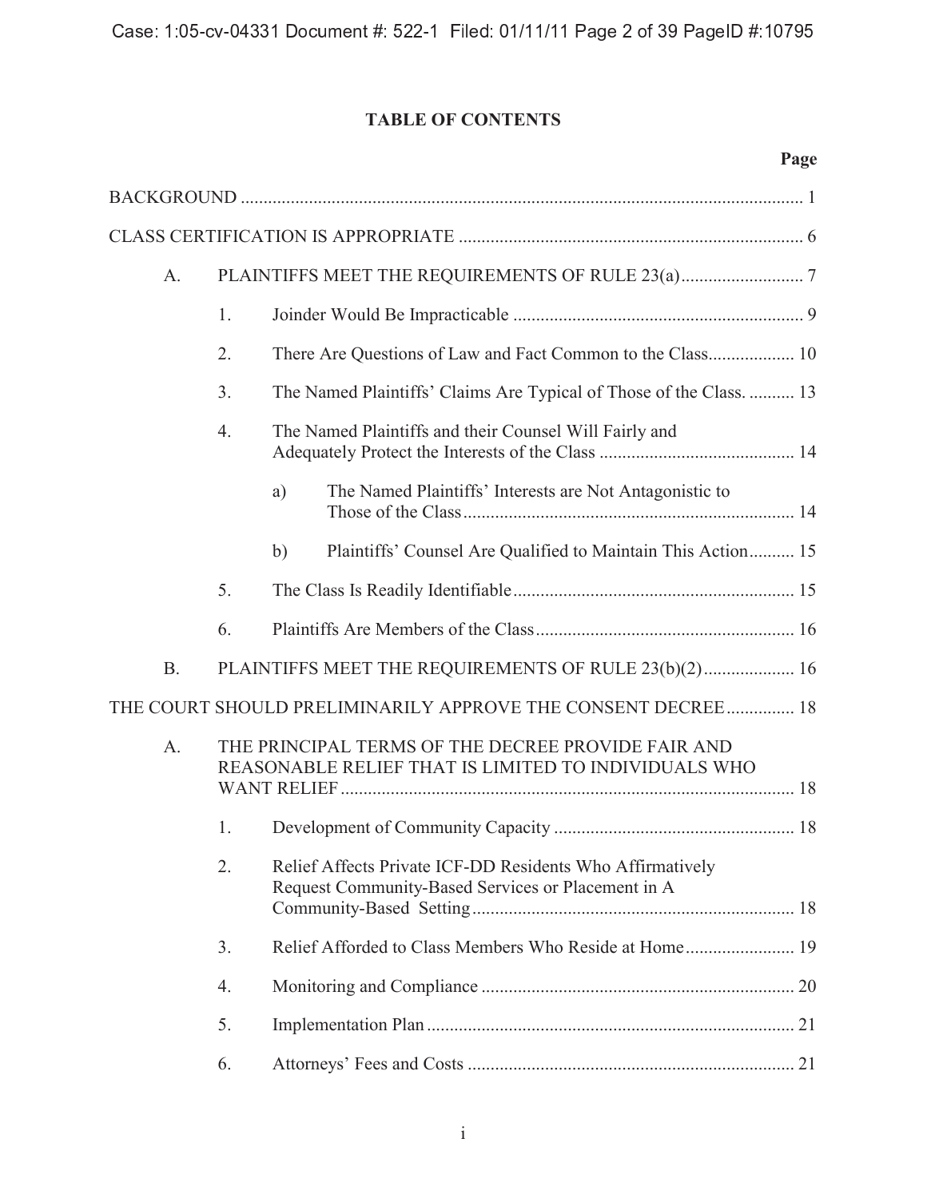# TABLE OF CONTENTS

| | Page |
|---|---|
| BACKGROUND | 1 |
| CLASS CERTIFICATION IS APPROPRIATE | 6 |
| A. PLAINTIFFS MEET THE REQUIREMENTS OF RULE 23(a) | 7 |
| 1. Joinder Would Be Impracticable | 9 |
| 2. There Are Questions of Law and Fact Common to the Class | 10 |
| 3. The Named Plaintiffs' Claims Are Typical of Those of the Class. | 13 |
| 4. The Named Plaintiffs and their Counsel Will Fairly and Adequately Protect the Interests of the Class | 14 |
| a) The Named Plaintiffs' Interests are Not Antagonistic to Those of the Class | 14 |
| b) Plaintiffs' Counsel Are Qualified to Maintain This Action | 15 |
| 5. The Class Is Readily Identifiable | 15 |
| 6. Plaintiffs Are Members of the Class | 16 |
| B. PLAINTIFFS MEET THE REQUIREMENTS OF RULE 23(b)(2) | 16 |
| THE COURT SHOULD PRELIMINARILY APPROVE THE CONSENT DECREE | 18 |
| A. THE PRINCIPAL TERMS OF THE DECREE PROVIDE FAIR AND REASONABLE RELIEF THAT IS LIMITED TO INDIVIDUALS WHO WANT RELIEF | 18 |
| 1. Development of Community Capacity | 18 |
| 2. Relief Affects Private ICF-DD Residents Who Affirmatively Request Community-Based Services or Placement in A Community-Based Setting | 18 |
| 3. Relief Afforded to Class Members Who Reside at Home | 19 |
| 4. Monitoring and Compliance | 20 |
| 5. Implementation Plan | 21 |
| 6. Attorneys' Fees and Costs | 21 |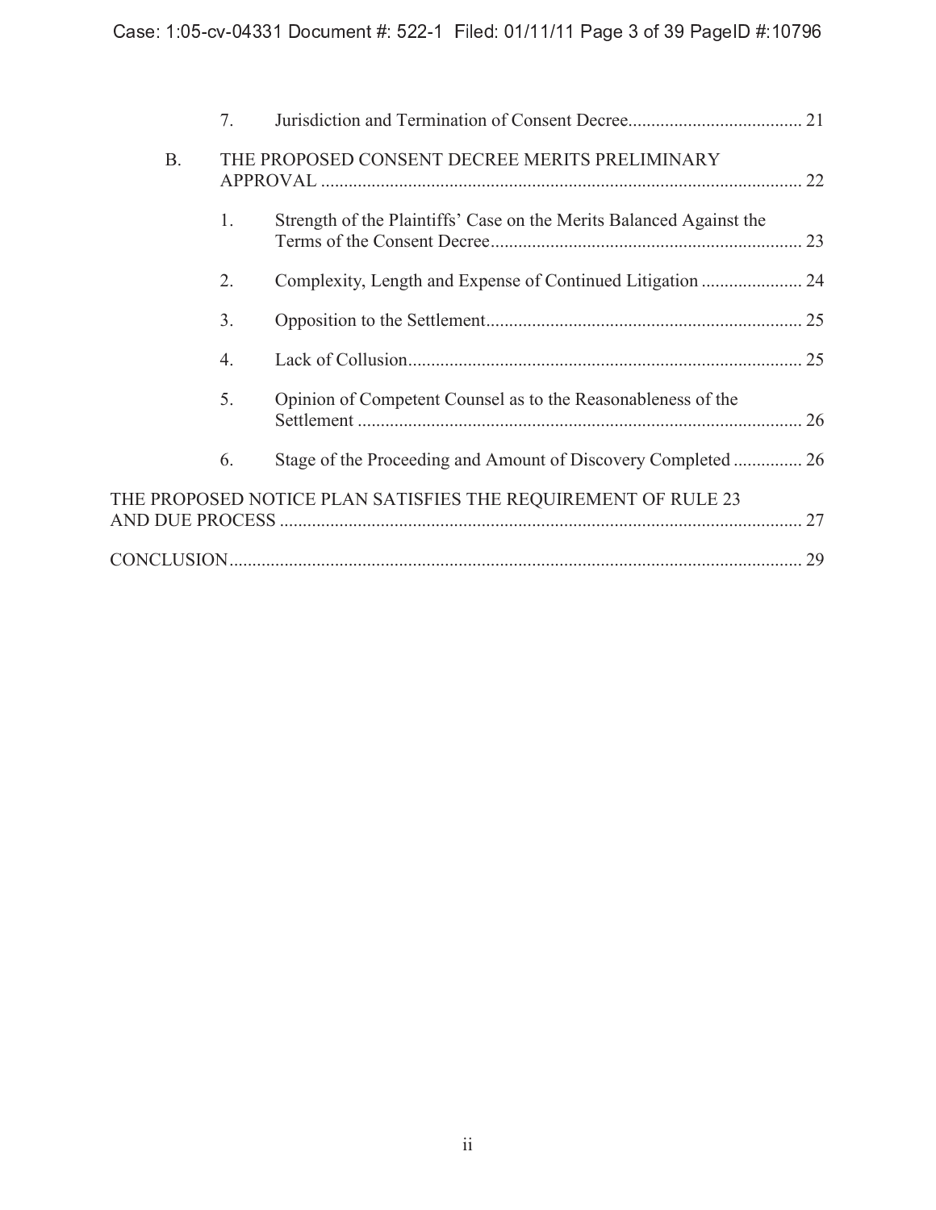7. Jurisdiction and Termination of Consent Decree ...................................... 21

B. THE PROPOSED CONSENT DECREE MERITS PRELIMINARY APPROVAL ........................................................................................................ 22

1. Strength of the Plaintiffs' Case on the Merits Balanced Against the Terms of the Consent Decree .................................................................... 23

2. Complexity, Length and Expense of Continued Litigation ...................... 24

3. Opposition to the Settlement ..................................................................... 25

4. Lack of Collusion ...................................................................................... 25

5. Opinion of Competent Counsel as to the Reasonableness of the Settlement ................................................................................................. 26

6. Stage of the Proceeding and Amount of Discovery Completed ............... 26

THE PROPOSED NOTICE PLAN SATISFIES THE REQUIREMENT OF RULE 23 AND DUE PROCESS ................................................................................................................ 27

CONCLUSION ............................................................................................................................ 29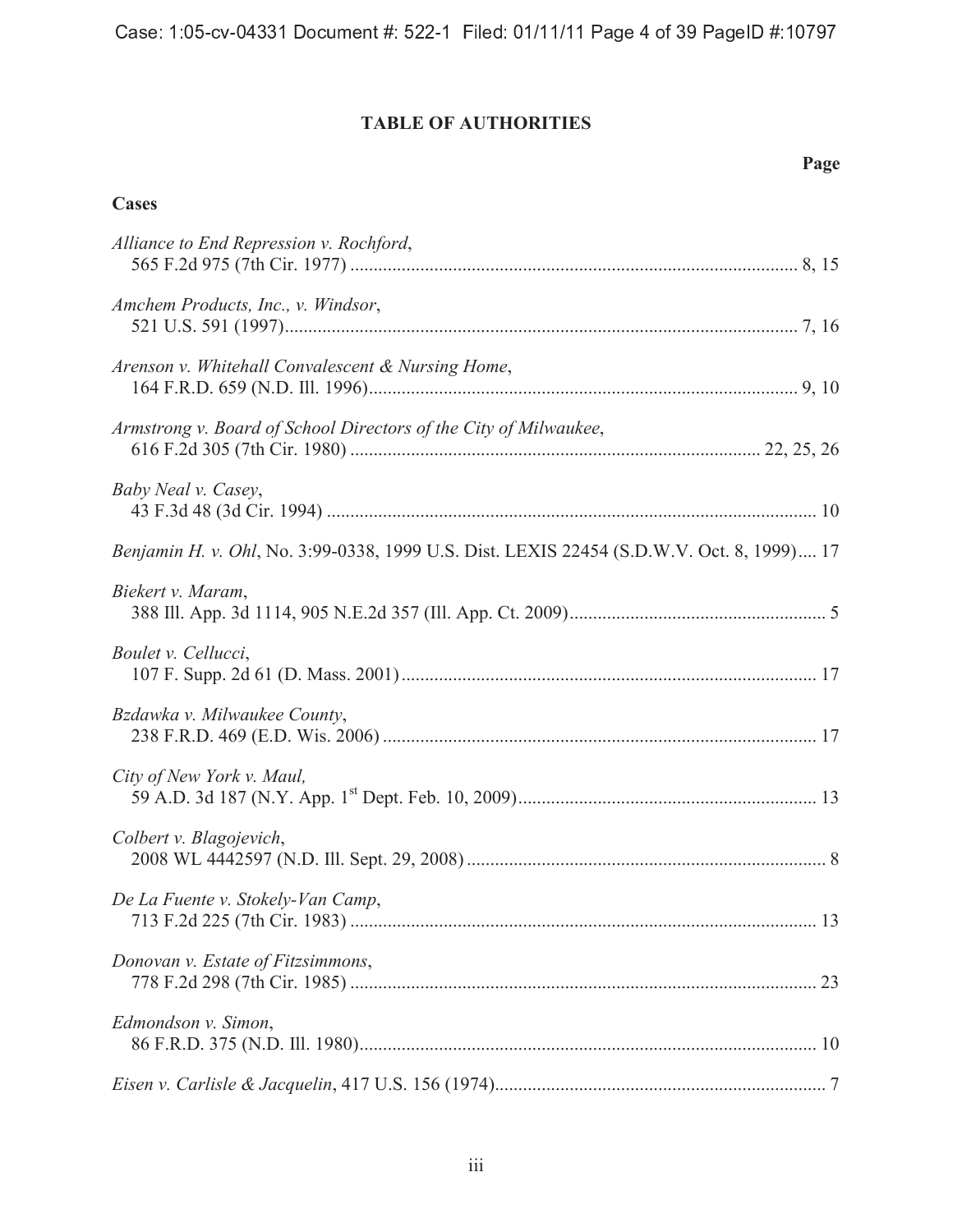# TABLE OF AUTHORITIES

**Page**

**Cases**

*Alliance to End Repression v. Rochford*, 565 F.2d 975 (7th Cir. 1977) .......... 8, 15

*Amchem Products, Inc., v. Windsor*, 521 U.S. 591 (1997) .......... 7, 16

*Arenson v. Whitehall Convalescent & Nursing Home*, 164 F.R.D. 659 (N.D. Ill. 1996) .......... 9, 10

*Armstrong v. Board of School Directors of the City of Milwaukee*, 616 F.2d 305 (7th Cir. 1980) .......... 22, 25, 26

*Baby Neal v. Casey*, 43 F.3d 48 (3d Cir. 1994) .......... 10

*Benjamin H. v. Ohl*, No. 3:99-0338, 1999 U.S. Dist. LEXIS 22454 (S.D.W.V. Oct. 8, 1999) .... 17

*Biekert v. Maram*, 388 Ill. App. 3d 1114, 905 N.E.2d 357 (Ill. App. Ct. 2009) .......... 5

*Boulet v. Cellucci*, 107 F. Supp. 2d 61 (D. Mass. 2001) .......... 17

*Bzdawka v. Milwaukee County*, 238 F.R.D. 469 (E.D. Wis. 2006) .......... 17

*City of New York v. Maul,* 59 A.D. 3d 187 (N.Y. App. 1st Dept. Feb. 10, 2009) .......... 13

*Colbert v. Blagojevich*, 2008 WL 4442597 (N.D. Ill. Sept. 29, 2008) .......... 8

*De La Fuente v. Stokely-Van Camp*, 713 F.2d 225 (7th Cir. 1983) .......... 13

*Donovan v. Estate of Fitzsimmons*, 778 F.2d 298 (7th Cir. 1985) .......... 23

*Edmondson v. Simon*, 86 F.R.D. 375 (N.D. Ill. 1980) .......... 10

*Eisen v. Carlisle & Jacquelin*, 417 U.S. 156 (1974) .......... 7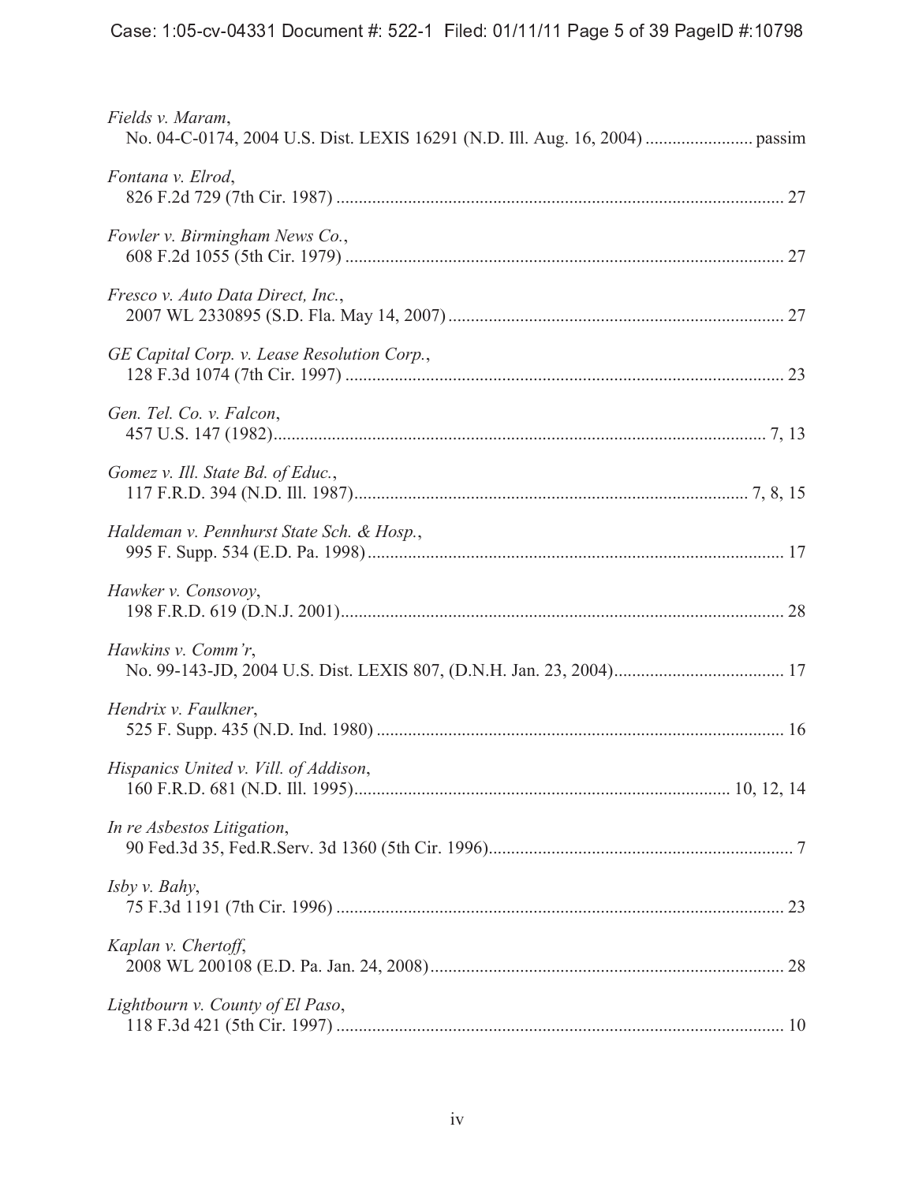*Fields v. Maram*,
No. 04-C-0174, 2004 U.S. Dist. LEXIS 16291 (N.D. Ill. Aug. 16, 2004) ........................ passim

*Fontana v. Elrod*,
826 F.2d 729 (7th Cir. 1987) ........................................................................................ 27

*Fowler v. Birmingham News Co.*,
608 F.2d 1055 (5th Cir. 1979) ...................................................................................... 27

*Fresco v. Auto Data Direct, Inc.*,
2007 WL 2330895 (S.D. Fla. May 14, 2007) ............................................................... 27

*GE Capital Corp. v. Lease Resolution Corp.*,
128 F.3d 1074 (7th Cir. 1997) ...................................................................................... 23

*Gen. Tel. Co. v. Falcon*,
457 U.S. 147 (1982).................................................................................................. 7, 13

*Gomez v. Ill. State Bd. of Educ.*,
117 F.R.D. 394 (N.D. Ill. 1987)........................................................................... 7, 8, 15

*Haldeman v. Pennhurst State Sch. & Hosp.*,
995 F. Supp. 534 (E.D. Pa. 1998) ................................................................................. 17

*Hawker v. Consovoy*,
198 F.R.D. 619 (D.N.J. 2001)....................................................................................... 28

*Hawkins v. Comm'r*,
No. 99-143-JD, 2004 U.S. Dist. LEXIS 807, (D.N.H. Jan. 23, 2004)...................................... 17

*Hendrix v. Faulkner*,
525 F. Supp. 435 (N.D. Ind. 1980) ............................................................................... 16

*Hispanics United v. Vill. of Addison*,
160 F.R.D. 681 (N.D. Ill. 1995)........................................................................ 10, 12, 14

*In re Asbestos Litigation*,
90 Fed.3d 35, Fed.R.Serv. 3d 1360 (5th Cir. 1996)........................................................ 7

*Isby v. Bahy*,
75 F.3d 1191 (7th Cir. 1996) ........................................................................................ 23

*Kaplan v. Chertoff*,
2008 WL 200108 (E.D. Pa. Jan. 24, 2008)................................................................... 28

*Lightbourn v. County of El Paso*,
118 F.3d 421 (5th Cir. 1997) ........................................................................................ 10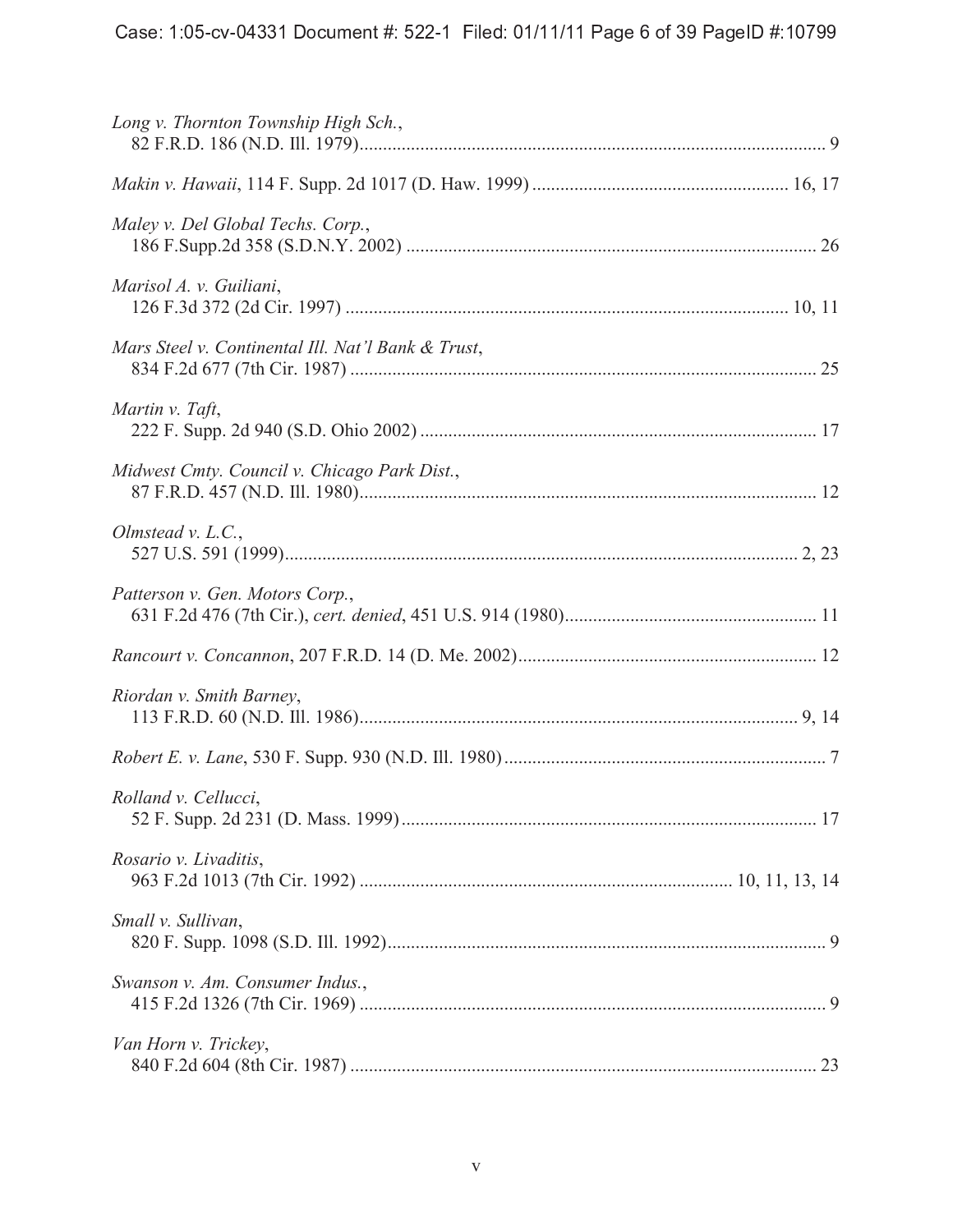*Long v. Thornton Township High Sch.*,
82 F.R.D. 186 (N.D. Ill. 1979)........................................................................................................ 9

*Makin v. Hawaii*, 114 F. Supp. 2d 1017 (D. Haw. 1999) ....................................................... 16, 17

*Maley v. Del Global Techs. Corp.*,
186 F.Supp.2d 358 (S.D.N.Y. 2002) ....................................................................................... 26

*Marisol A. v. Guiliani*,
126 F.3d 372 (2d Cir. 1997) .............................................................................................. 10, 11

*Mars Steel v. Continental Ill. Nat'l Bank & Trust*,
834 F.2d 677 (7th Cir. 1987) ................................................................................................... 25

*Martin v. Taft*,
222 F. Supp. 2d 940 (S.D. Ohio 2002) .................................................................................... 17

*Midwest Cmty. Council v. Chicago Park Dist.*,
87 F.R.D. 457 (N.D. Ill. 1980)................................................................................................. 12

*Olmstead v. L.C.*,
527 U.S. 591 (1999).............................................................................................................. 2, 23

*Patterson v. Gen. Motors Corp.*,
631 F.2d 476 (7th Cir.), *cert. denied*, 451 U.S. 914 (1980)..................................................... 11

*Rancourt v. Concannon*, 207 F.R.D. 14 (D. Me. 2002)............................................................... 12

*Riordan v. Smith Barney*,
113 F.R.D. 60 (N.D. Ill. 1986)............................................................................................. 9, 14

*Robert E. v. Lane*, 530 F. Supp. 930 (N.D. Ill. 1980)..................................................................... 7

*Rolland v. Cellucci*,
52 F. Supp. 2d 231 (D. Mass. 1999)........................................................................................ 17

*Rosario v. Livaditis*,
963 F.2d 1013 (7th Cir. 1992) ............................................................................... 10, 11, 13, 14

*Small v. Sullivan*,
820 F. Supp. 1098 (S.D. Ill. 1992)............................................................................................. 9

*Swanson v. Am. Consumer Indus.*,
415 F.2d 1326 (7th Cir. 1969) ................................................................................................... 9

*Van Horn v. Trickey*,
840 F.2d 604 (8th Cir. 1987) ................................................................................................... 23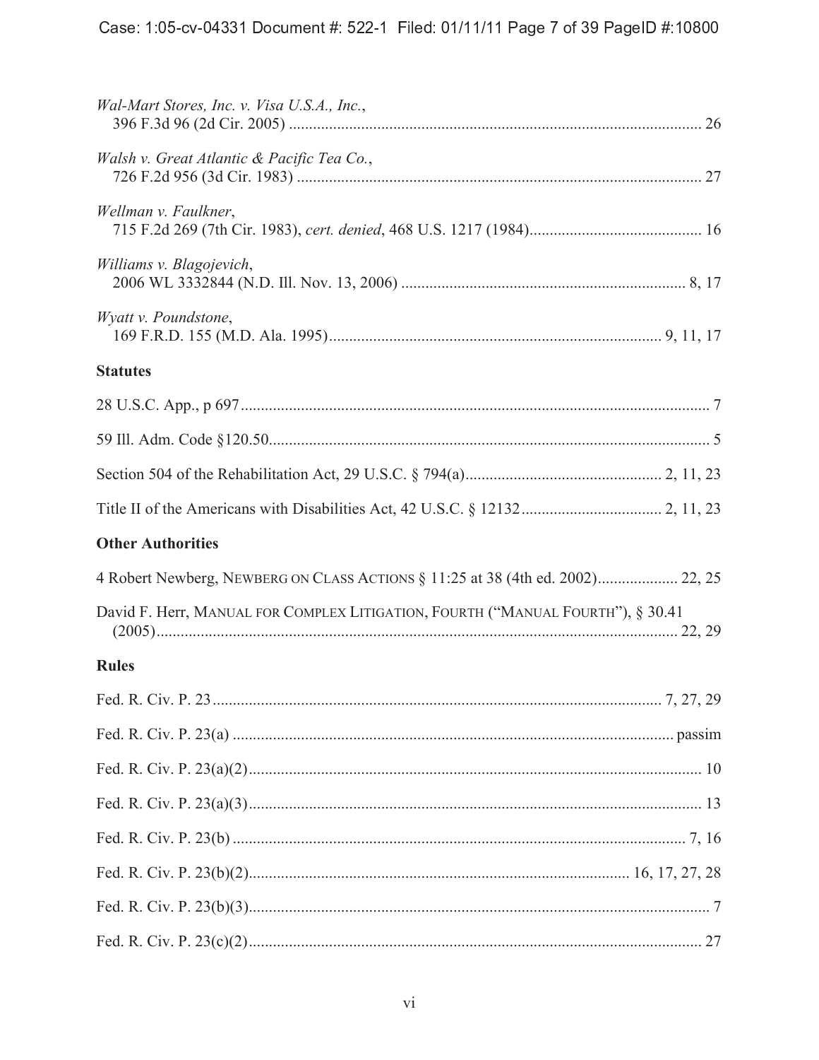*Wal-Mart Stores, Inc. v. Visa U.S.A., Inc.*,
396 F.3d 96 (2d Cir. 2005) .................................................................................................. 26

*Walsh v. Great Atlantic & Pacific Tea Co.*,
726 F.2d 956 (3d Cir. 1983) .................................................................................................. 27

*Wellman v. Faulkner*,
715 F.2d 269 (7th Cir. 1983), *cert. denied*, 468 U.S. 1217 (1984)........................................... 16

*Williams v. Blagojevich*,
2006 WL 3332844 (N.D. Ill. Nov. 13, 2006) ...................................................................... 8, 17

*Wyatt v. Poundstone*,
169 F.R.D. 155 (M.D. Ala. 1995)................................................................................. 9, 11, 17

**Statutes**

28 U.S.C. App., p 697.................................................................................................................. 7

59 Ill. Adm. Code §120.50.......................................................................................................... 5

Section 504 of the Rehabilitation Act, 29 U.S.C. § 794(a)................................................ 2, 11, 23

Title II of the Americans with Disabilities Act, 42 U.S.C. § 12132.................................. 2, 11, 23

**Other Authorities**

4 Robert Newberg, NEWBERG ON CLASS ACTIONS § 11:25 at 38 (4th ed. 2002).................... 22, 25

David F. Herr, MANUAL FOR COMPLEX LITIGATION, FOURTH ("MANUAL FOURTH"), § 30.41 (2005).............................................................................................................................. 22, 29

**Rules**

Fed. R. Civ. P. 23............................................................................................................ 7, 27, 29

Fed. R. Civ. P. 23(a) ............................................................................................................ passim

Fed. R. Civ. P. 23(a)(2)............................................................................................................... 10

Fed. R. Civ. P. 23(a)(3)............................................................................................................... 13

Fed. R. Civ. P. 23(b) ............................................................................................................... 7, 16

Fed. R. Civ. P. 23(b)(2)...................................................................................... 16, 17, 27, 28

Fed. R. Civ. P. 23(b)(3)................................................................................................................. 7

Fed. R. Civ. P. 23(c)(2)............................................................................................................... 27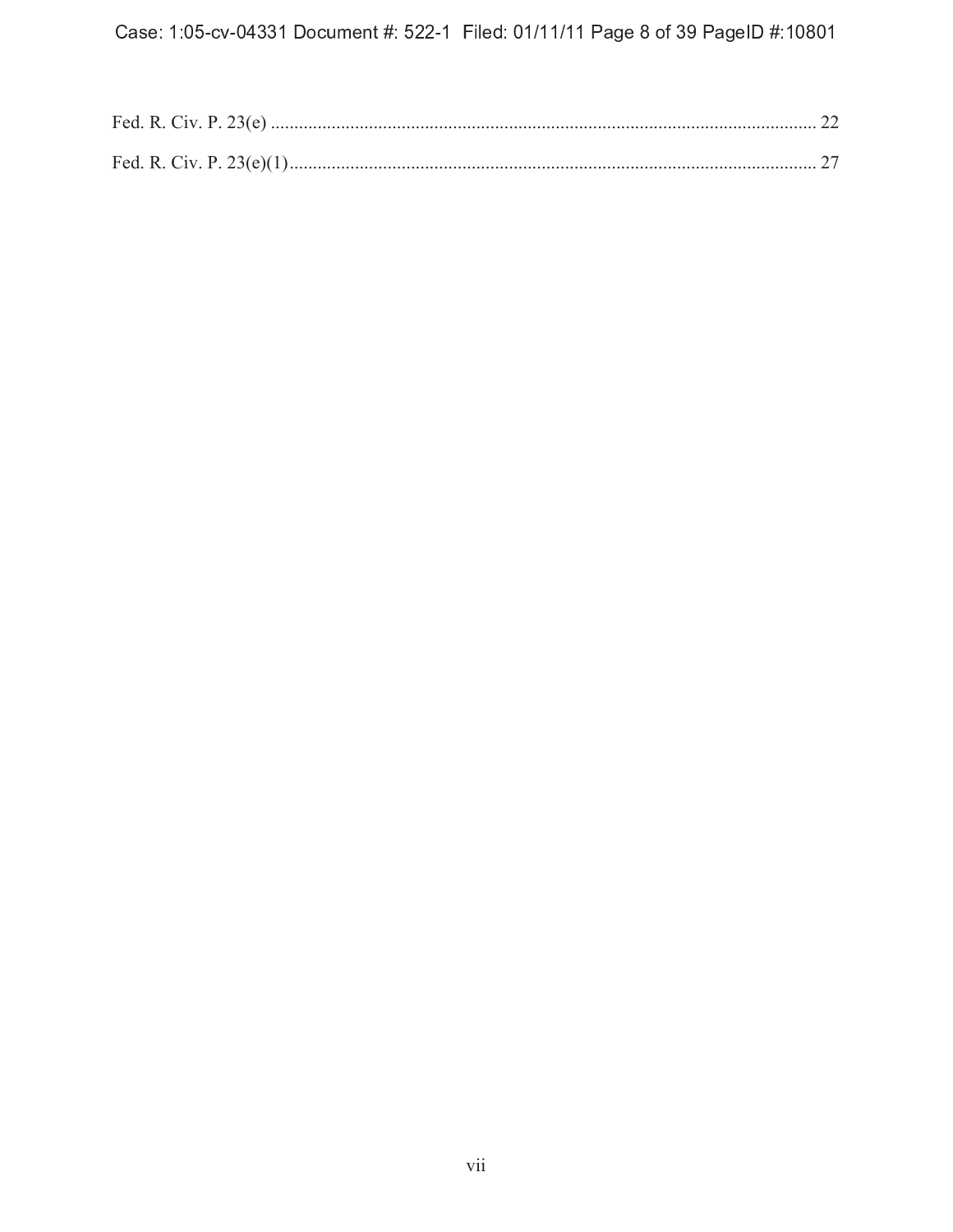Fed. R. Civ. P. 23(e) .................................................................................................................... 22

Fed. R. Civ. P. 23(e)(1)................................................................................................................ 27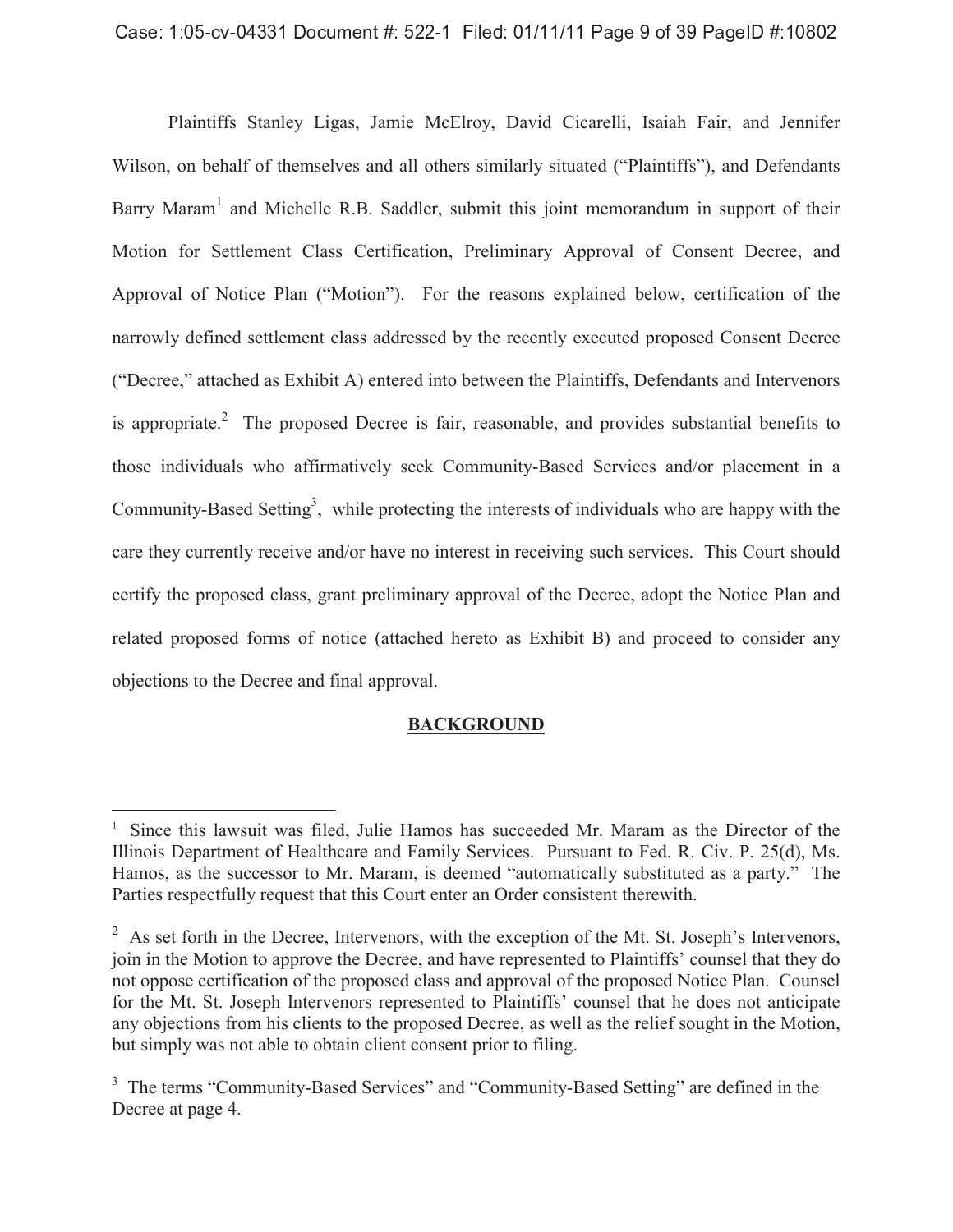Plaintiffs Stanley Ligas, Jamie McElroy, David Cicarelli, Isaiah Fair, and Jennifer Wilson, on behalf of themselves and all others similarly situated ("Plaintiffs"), and Defendants Barry Maram[1] and Michelle R.B. Saddler, submit this joint memorandum in support of their Motion for Settlement Class Certification, Preliminary Approval of Consent Decree, and Approval of Notice Plan ("Motion"). For the reasons explained below, certification of the narrowly defined settlement class addressed by the recently executed proposed Consent Decree ("Decree," attached as Exhibit A) entered into between the Plaintiffs, Defendants and Intervenors is appropriate.[2] The proposed Decree is fair, reasonable, and provides substantial benefits to those individuals who affirmatively seek Community-Based Services and/or placement in a Community-Based Setting[3], while protecting the interests of individuals who are happy with the care they currently receive and/or have no interest in receiving such services. This Court should certify the proposed class, grant preliminary approval of the Decree, adopt the Notice Plan and related proposed forms of notice (attached hereto as Exhibit B) and proceed to consider any objections to the Decree and final approval.

## BACKGROUND

---

[1] Since this lawsuit was filed, Julie Hamos has succeeded Mr. Maram as the Director of the Illinois Department of Healthcare and Family Services. Pursuant to Fed. R. Civ. P. 25(d), Ms. Hamos, as the successor to Mr. Maram, is deemed "automatically substituted as a party." The Parties respectfully request that this Court enter an Order consistent therewith.

[2] As set forth in the Decree, Intervenors, with the exception of the Mt. St. Joseph's Intervenors, join in the Motion to approve the Decree, and have represented to Plaintiffs' counsel that they do not oppose certification of the proposed class and approval of the proposed Notice Plan. Counsel for the Mt. St. Joseph Intervenors represented to Plaintiffs' counsel that he does not anticipate any objections from his clients to the proposed Decree, as well as the relief sought in the Motion, but simply was not able to obtain client consent prior to filing.

[3] The terms "Community-Based Services" and "Community-Based Setting" are defined in the Decree at page 4.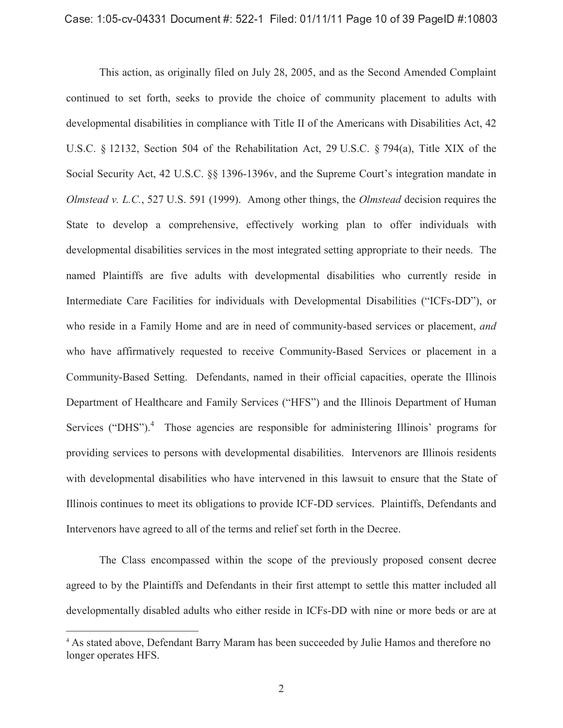This action, as originally filed on July 28, 2005, and as the Second Amended Complaint continued to set forth, seeks to provide the choice of community placement to adults with developmental disabilities in compliance with Title II of the Americans with Disabilities Act, 42 U.S.C. § 12132, Section 504 of the Rehabilitation Act, 29 U.S.C. § 794(a), Title XIX of the Social Security Act, 42 U.S.C. §§ 1396-1396v, and the Supreme Court's integration mandate in *Olmstead v. L.C.*, 527 U.S. 591 (1999). Among other things, the *Olmstead* decision requires the State to develop a comprehensive, effectively working plan to offer individuals with developmental disabilities services in the most integrated setting appropriate to their needs. The named Plaintiffs are five adults with developmental disabilities who currently reside in Intermediate Care Facilities for individuals with Developmental Disabilities ("ICFs-DD"), or who reside in a Family Home and are in need of community-based services or placement, *and* who have affirmatively requested to receive Community-Based Services or placement in a Community-Based Setting. Defendants, named in their official capacities, operate the Illinois Department of Healthcare and Family Services ("HFS") and the Illinois Department of Human Services ("DHS").[4] Those agencies are responsible for administering Illinois' programs for providing services to persons with developmental disabilities. Intervenors are Illinois residents with developmental disabilities who have intervened in this lawsuit to ensure that the State of Illinois continues to meet its obligations to provide ICF-DD services. Plaintiffs, Defendants and Intervenors have agreed to all of the terms and relief set forth in the Decree.

The Class encompassed within the scope of the previously proposed consent decree agreed to by the Plaintiffs and Defendants in their first attempt to settle this matter included all developmentally disabled adults who either reside in ICFs-DD with nine or more beds or are at

---

[4] As stated above, Defendant Barry Maram has been succeeded by Julie Hamos and therefore no longer operates HFS.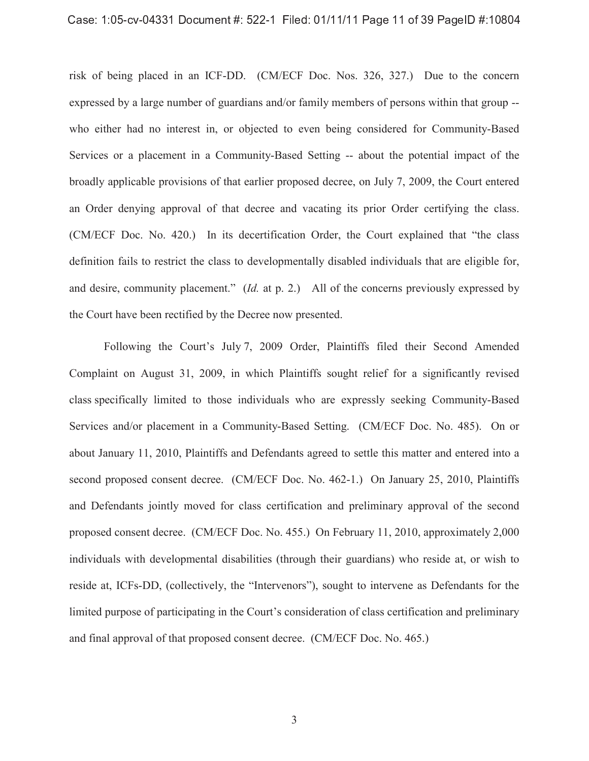risk of being placed in an ICF-DD. (CM/ECF Doc. Nos. 326, 327.) Due to the concern expressed by a large number of guardians and/or family members of persons within that group -- who either had no interest in, or objected to even being considered for Community-Based Services or a placement in a Community-Based Setting -- about the potential impact of the broadly applicable provisions of that earlier proposed decree, on July 7, 2009, the Court entered an Order denying approval of that decree and vacating its prior Order certifying the class. (CM/ECF Doc. No. 420.) In its decertification Order, the Court explained that "the class definition fails to restrict the class to developmentally disabled individuals that are eligible for, and desire, community placement." (*Id.* at p. 2.) All of the concerns previously expressed by the Court have been rectified by the Decree now presented.

Following the Court's July 7, 2009 Order, Plaintiffs filed their Second Amended Complaint on August 31, 2009, in which Plaintiffs sought relief for a significantly revised class specifically limited to those individuals who are expressly seeking Community-Based Services and/or placement in a Community-Based Setting. (CM/ECF Doc. No. 485). On or about January 11, 2010, Plaintiffs and Defendants agreed to settle this matter and entered into a second proposed consent decree. (CM/ECF Doc. No. 462-1.) On January 25, 2010, Plaintiffs and Defendants jointly moved for class certification and preliminary approval of the second proposed consent decree. (CM/ECF Doc. No. 455.) On February 11, 2010, approximately 2,000 individuals with developmental disabilities (through their guardians) who reside at, or wish to reside at, ICFs-DD, (collectively, the "Intervenors"), sought to intervene as Defendants for the limited purpose of participating in the Court's consideration of class certification and preliminary and final approval of that proposed consent decree. (CM/ECF Doc. No. 465.)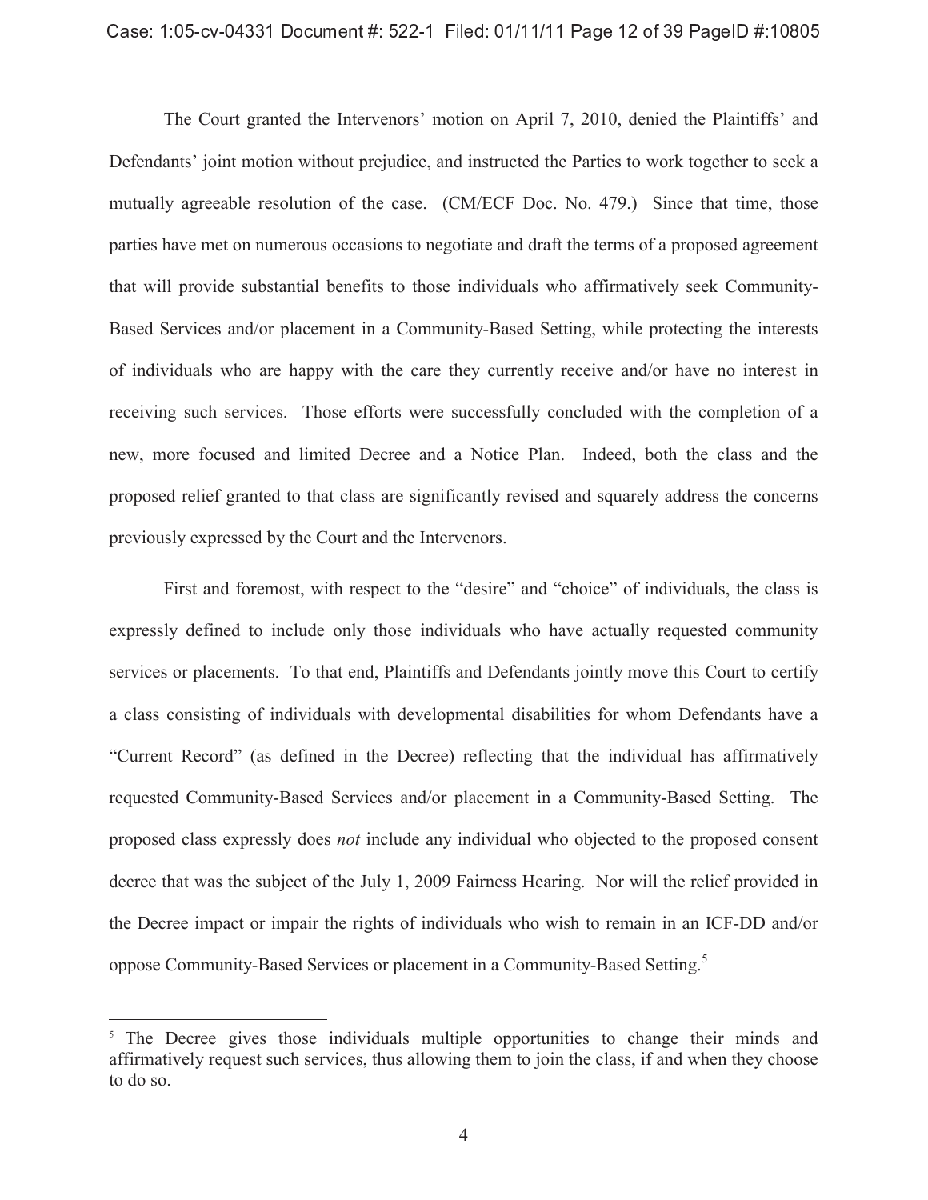The Court granted the Intervenors' motion on April 7, 2010, denied the Plaintiffs' and Defendants' joint motion without prejudice, and instructed the Parties to work together to seek a mutually agreeable resolution of the case. (CM/ECF Doc. No. 479.) Since that time, those parties have met on numerous occasions to negotiate and draft the terms of a proposed agreement that will provide substantial benefits to those individuals who affirmatively seek Community-Based Services and/or placement in a Community-Based Setting, while protecting the interests of individuals who are happy with the care they currently receive and/or have no interest in receiving such services. Those efforts were successfully concluded with the completion of a new, more focused and limited Decree and a Notice Plan. Indeed, both the class and the proposed relief granted to that class are significantly revised and squarely address the concerns previously expressed by the Court and the Intervenors.

First and foremost, with respect to the "desire" and "choice" of individuals, the class is expressly defined to include only those individuals who have actually requested community services or placements. To that end, Plaintiffs and Defendants jointly move this Court to certify a class consisting of individuals with developmental disabilities for whom Defendants have a "Current Record" (as defined in the Decree) reflecting that the individual has affirmatively requested Community-Based Services and/or placement in a Community-Based Setting. The proposed class expressly does *not* include any individual who objected to the proposed consent decree that was the subject of the July 1, 2009 Fairness Hearing. Nor will the relief provided in the Decree impact or impair the rights of individuals who wish to remain in an ICF-DD and/or oppose Community-Based Services or placement in a Community-Based Setting.[5]

---

[5] The Decree gives those individuals multiple opportunities to change their minds and affirmatively request such services, thus allowing them to join the class, if and when they choose to do so.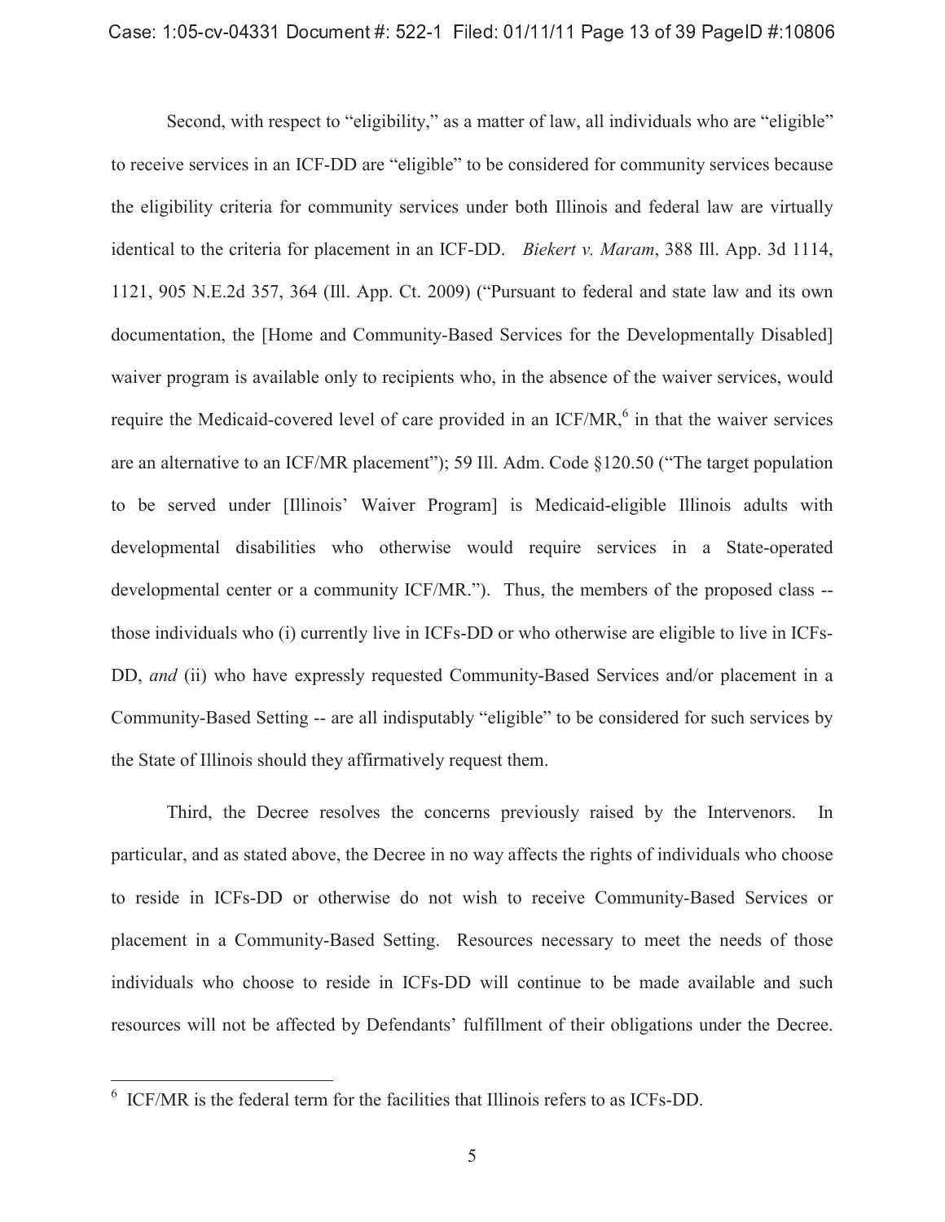Second, with respect to "eligibility," as a matter of law, all individuals who are "eligible" to receive services in an ICF-DD are "eligible" to be considered for community services because the eligibility criteria for community services under both Illinois and federal law are virtually identical to the criteria for placement in an ICF-DD. *Biekert v. Maram*, 388 Ill. App. 3d 1114, 1121, 905 N.E.2d 357, 364 (Ill. App. Ct. 2009) ("Pursuant to federal and state law and its own documentation, the [Home and Community-Based Services for the Developmentally Disabled] waiver program is available only to recipients who, in the absence of the waiver services, would require the Medicaid-covered level of care provided in an ICF/MR,[6] in that the waiver services are an alternative to an ICF/MR placement"); 59 Ill. Adm. Code §120.50 ("The target population to be served under [Illinois' Waiver Program] is Medicaid-eligible Illinois adults with developmental disabilities who otherwise would require services in a State-operated developmental center or a community ICF/MR."). Thus, the members of the proposed class -- those individuals who (i) currently live in ICFs-DD or who otherwise are eligible to live in ICFs-DD, *and* (ii) who have expressly requested Community-Based Services and/or placement in a Community-Based Setting -- are all indisputably "eligible" to be considered for such services by the State of Illinois should they affirmatively request them.

Third, the Decree resolves the concerns previously raised by the Intervenors. In particular, and as stated above, the Decree in no way affects the rights of individuals who choose to reside in ICFs-DD or otherwise do not wish to receive Community-Based Services or placement in a Community-Based Setting. Resources necessary to meet the needs of those individuals who choose to reside in ICFs-DD will continue to be made available and such resources will not be affected by Defendants' fulfillment of their obligations under the Decree.

[6] ICF/MR is the federal term for the facilities that Illinois refers to as ICFs-DD.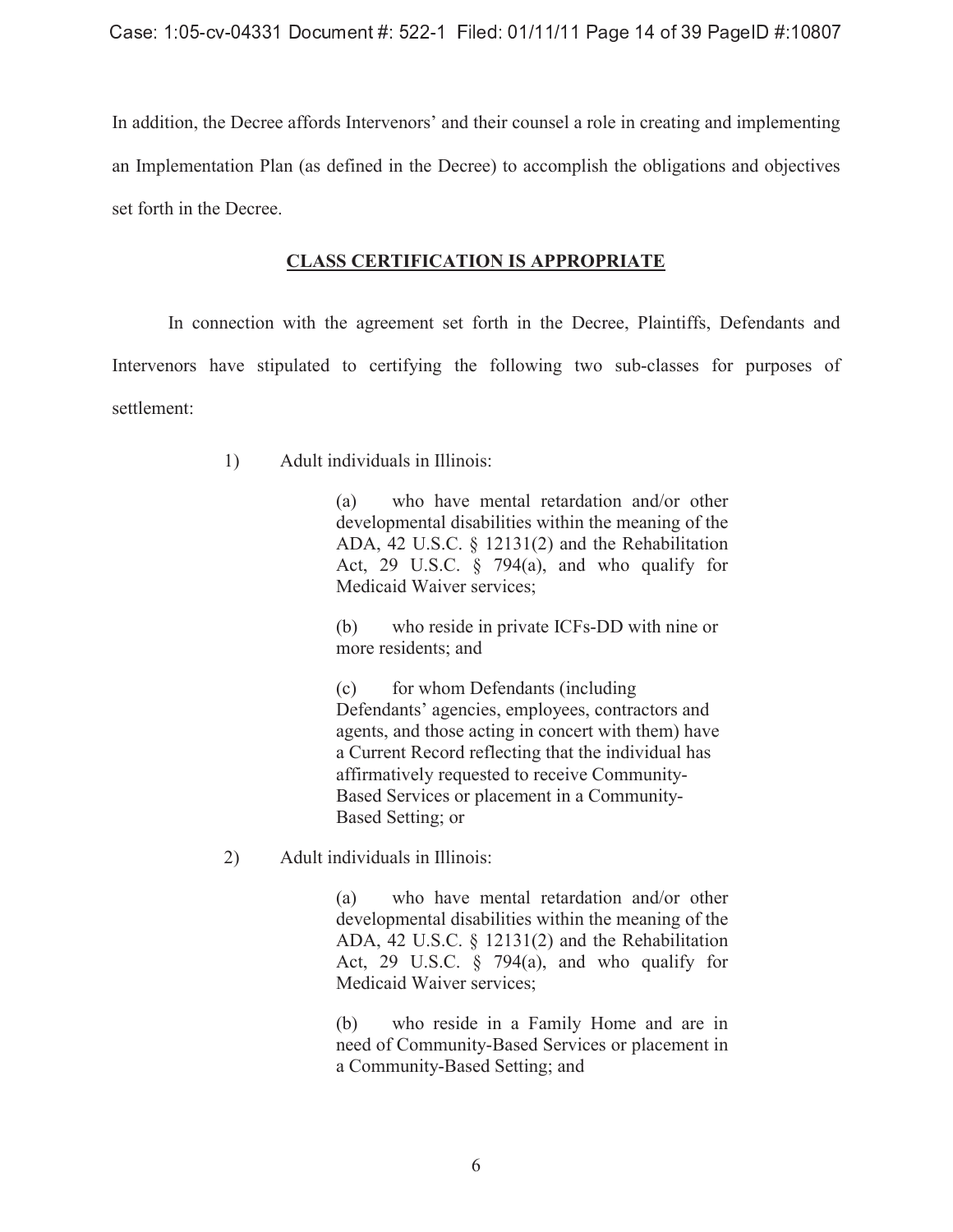In addition, the Decree affords Intervenors' and their counsel a role in creating and implementing an Implementation Plan (as defined in the Decree) to accomplish the obligations and objectives set forth in the Decree.

## CLASS CERTIFICATION IS APPROPRIATE

In connection with the agreement set forth in the Decree, Plaintiffs, Defendants and Intervenors have stipulated to certifying the following two sub-classes for purposes of settlement:

1) Adult individuals in Illinois:

   (a) who have mental retardation and/or other developmental disabilities within the meaning of the ADA, 42 U.S.C. § 12131(2) and the Rehabilitation Act, 29 U.S.C. § 794(a), and who qualify for Medicaid Waiver services;

   (b) who reside in private ICFs-DD with nine or more residents; and

   (c) for whom Defendants (including Defendants' agencies, employees, contractors and agents, and those acting in concert with them) have a Current Record reflecting that the individual has affirmatively requested to receive Community-Based Services or placement in a Community-Based Setting; or

2) Adult individuals in Illinois:

   (a) who have mental retardation and/or other developmental disabilities within the meaning of the ADA, 42 U.S.C. § 12131(2) and the Rehabilitation Act, 29 U.S.C. § 794(a), and who qualify for Medicaid Waiver services;

   (b) who reside in a Family Home and are in need of Community-Based Services or placement in a Community-Based Setting; and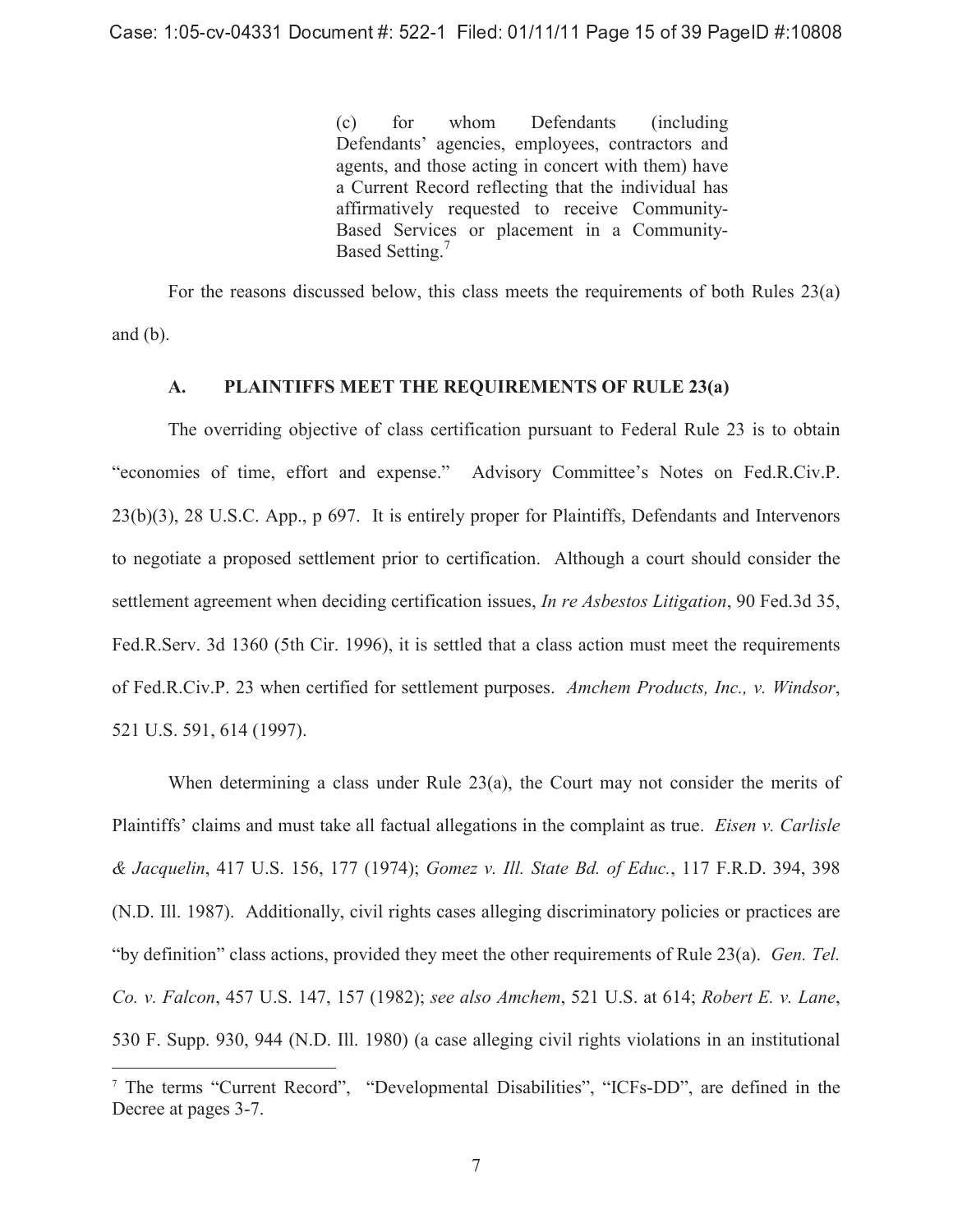> (c) for whom Defendants (including Defendants' agencies, employees, contractors and agents, and those acting in concert with them) have a Current Record reflecting that the individual has affirmatively requested to receive Community-Based Services or placement in a Community-Based Setting.[7]

For the reasons discussed below, this class meets the requirements of both Rules 23(a) and (b).

### A. PLAINTIFFS MEET THE REQUIREMENTS OF RULE 23(a)

The overriding objective of class certification pursuant to Federal Rule 23 is to obtain "economies of time, effort and expense." Advisory Committee's Notes on Fed.R.Civ.P. 23(b)(3), 28 U.S.C. App., p 697. It is entirely proper for Plaintiffs, Defendants and Intervenors to negotiate a proposed settlement prior to certification. Although a court should consider the settlement agreement when deciding certification issues, *In re Asbestos Litigation*, 90 Fed.3d 35, Fed.R.Serv. 3d 1360 (5th Cir. 1996), it is settled that a class action must meet the requirements of Fed.R.Civ.P. 23 when certified for settlement purposes. *Amchem Products, Inc., v. Windsor*, 521 U.S. 591, 614 (1997).

When determining a class under Rule 23(a), the Court may not consider the merits of Plaintiffs' claims and must take all factual allegations in the complaint as true. *Eisen v. Carlisle & Jacquelin*, 417 U.S. 156, 177 (1974); *Gomez v. Ill. State Bd. of Educ.*, 117 F.R.D. 394, 398 (N.D. Ill. 1987). Additionally, civil rights cases alleging discriminatory policies or practices are "by definition" class actions, provided they meet the other requirements of Rule 23(a). *Gen. Tel. Co. v. Falcon*, 457 U.S. 147, 157 (1982); *see also Amchem*, 521 U.S. at 614; *Robert E. v. Lane*, 530 F. Supp. 930, 944 (N.D. Ill. 1980) (a case alleging civil rights violations in an institutional

---

[7] The terms "Current Record", "Developmental Disabilities", "ICFs-DD", are defined in the Decree at pages 3-7.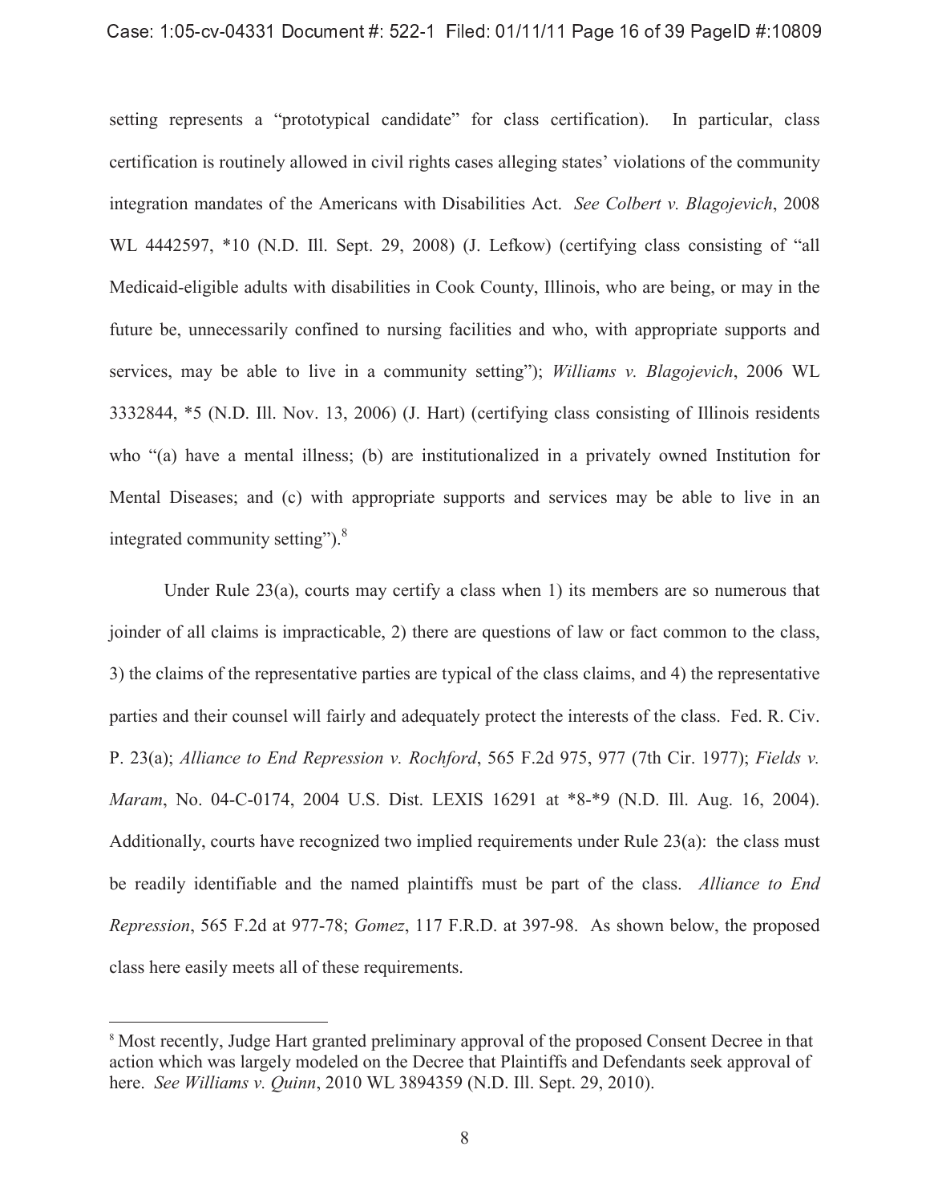setting represents a "prototypical candidate" for class certification). In particular, class certification is routinely allowed in civil rights cases alleging states' violations of the community integration mandates of the Americans with Disabilities Act. *See Colbert v. Blagojevich*, 2008 WL 4442597, *10 (N.D. Ill. Sept. 29, 2008) (J. Lefkow) (certifying class consisting of "all Medicaid-eligible adults with disabilities in Cook County, Illinois, who are being, or may in the future be, unnecessarily confined to nursing facilities and who, with appropriate supports and services, may be able to live in a community setting"); *Williams v. Blagojevich*, 2006 WL 3332844, *5 (N.D. Ill. Nov. 13, 2006) (J. Hart) (certifying class consisting of Illinois residents who "(a) have a mental illness; (b) are institutionalized in a privately owned Institution for Mental Diseases; and (c) with appropriate supports and services may be able to live in an integrated community setting").[8]

Under Rule 23(a), courts may certify a class when 1) its members are so numerous that joinder of all claims is impracticable, 2) there are questions of law or fact common to the class, 3) the claims of the representative parties are typical of the class claims, and 4) the representative parties and their counsel will fairly and adequately protect the interests of the class. Fed. R. Civ. P. 23(a); *Alliance to End Repression v. Rochford*, 565 F.2d 975, 977 (7th Cir. 1977); *Fields v. Maram*, No. 04-C-0174, 2004 U.S. Dist. LEXIS 16291 at *8-*9 (N.D. Ill. Aug. 16, 2004). Additionally, courts have recognized two implied requirements under Rule 23(a): the class must be readily identifiable and the named plaintiffs must be part of the class. *Alliance to End Repression*, 565 F.2d at 977-78; *Gomez*, 117 F.R.D. at 397-98. As shown below, the proposed class here easily meets all of these requirements.

---

[8] Most recently, Judge Hart granted preliminary approval of the proposed Consent Decree in that action which was largely modeled on the Decree that Plaintiffs and Defendants seek approval of here. *See Williams v. Quinn*, 2010 WL 3894359 (N.D. Ill. Sept. 29, 2010).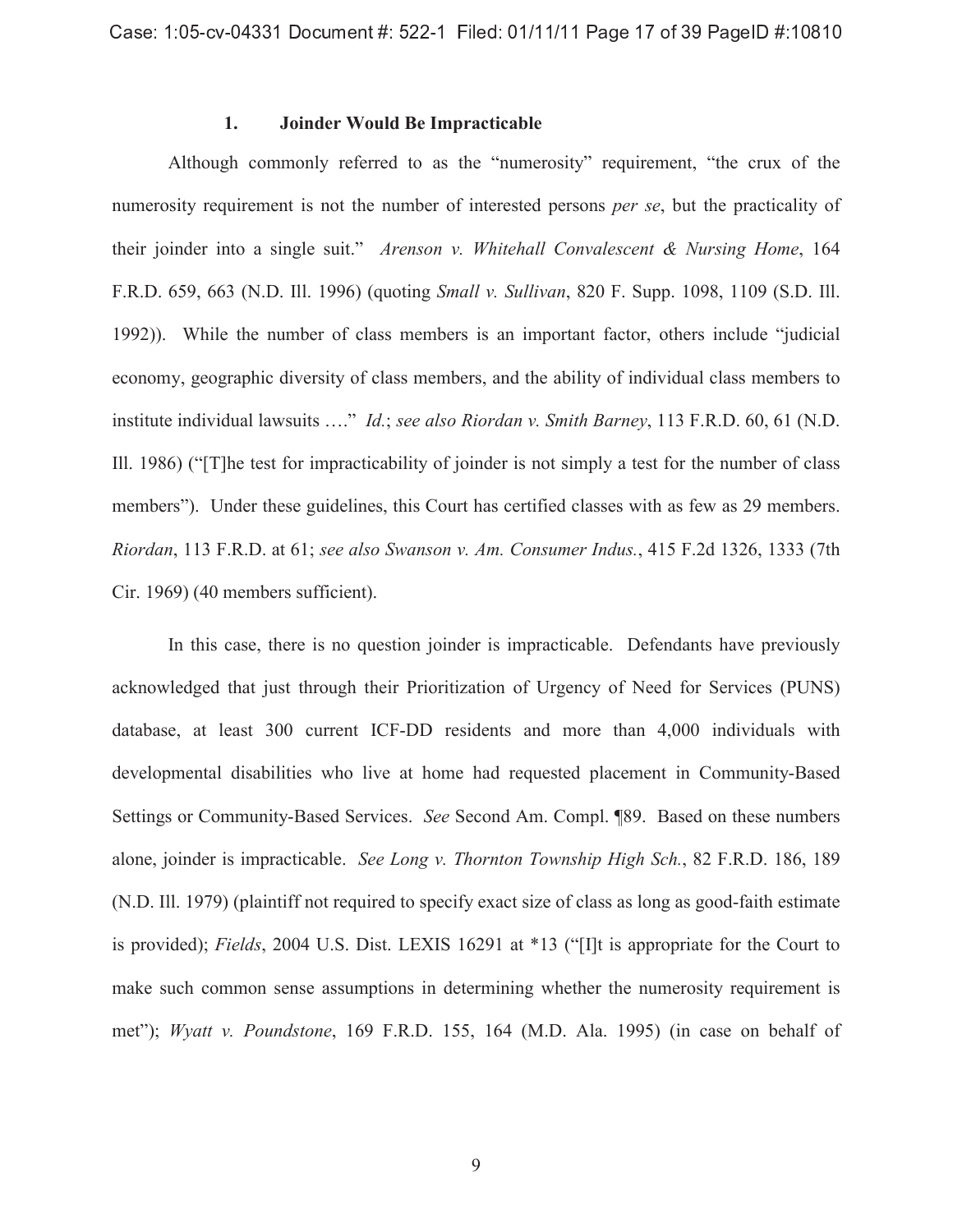### 1. Joinder Would Be Impracticable

Although commonly referred to as the "numerosity" requirement, "the crux of the numerosity requirement is not the number of interested persons *per se*, but the practicality of their joinder into a single suit." *Arenson v. Whitehall Convalescent & Nursing Home*, 164 F.R.D. 659, 663 (N.D. Ill. 1996) (quoting *Small v. Sullivan*, 820 F. Supp. 1098, 1109 (S.D. Ill. 1992)). While the number of class members is an important factor, others include "judicial economy, geographic diversity of class members, and the ability of individual class members to institute individual lawsuits …." *Id.*; *see also Riordan v. Smith Barney*, 113 F.R.D. 60, 61 (N.D. Ill. 1986) ("[T]he test for impracticability of joinder is not simply a test for the number of class members"). Under these guidelines, this Court has certified classes with as few as 29 members. *Riordan*, 113 F.R.D. at 61; *see also Swanson v. Am. Consumer Indus.*, 415 F.2d 1326, 1333 (7th Cir. 1969) (40 members sufficient).

In this case, there is no question joinder is impracticable. Defendants have previously acknowledged that just through their Prioritization of Urgency of Need for Services (PUNS) database, at least 300 current ICF-DD residents and more than 4,000 individuals with developmental disabilities who live at home had requested placement in Community-Based Settings or Community-Based Services. *See* Second Am. Compl. ¶89. Based on these numbers alone, joinder is impracticable. *See Long v. Thornton Township High Sch.*, 82 F.R.D. 186, 189 (N.D. Ill. 1979) (plaintiff not required to specify exact size of class as long as good-faith estimate is provided); *Fields*, 2004 U.S. Dist. LEXIS 16291 at *13 ("[I]t is appropriate for the Court to make such common sense assumptions in determining whether the numerosity requirement is met"); *Wyatt v. Poundstone*, 169 F.R.D. 155, 164 (M.D. Ala. 1995) (in case on behalf of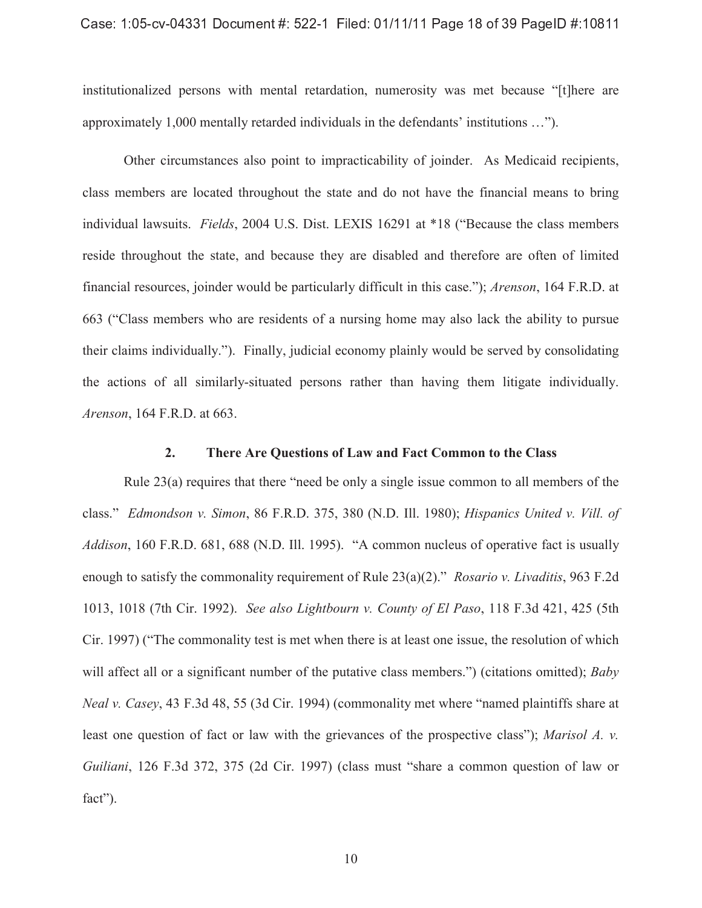institutionalized persons with mental retardation, numerosity was met because "[t]here are approximately 1,000 mentally retarded individuals in the defendants' institutions …").

Other circumstances also point to impracticability of joinder. As Medicaid recipients, class members are located throughout the state and do not have the financial means to bring individual lawsuits. *Fields*, 2004 U.S. Dist. LEXIS 16291 at *18 ("Because the class members reside throughout the state, and because they are disabled and therefore are often of limited financial resources, joinder would be particularly difficult in this case."); *Arenson*, 164 F.R.D. at 663 ("Class members who are residents of a nursing home may also lack the ability to pursue their claims individually."). Finally, judicial economy plainly would be served by consolidating the actions of all similarly-situated persons rather than having them litigate individually. *Arenson*, 164 F.R.D. at 663.

### 2. There Are Questions of Law and Fact Common to the Class

Rule 23(a) requires that there "need be only a single issue common to all members of the class." *Edmondson v. Simon*, 86 F.R.D. 375, 380 (N.D. Ill. 1980); *Hispanics United v. Vill. of Addison*, 160 F.R.D. 681, 688 (N.D. Ill. 1995). "A common nucleus of operative fact is usually enough to satisfy the commonality requirement of Rule 23(a)(2)." *Rosario v. Livaditis*, 963 F.2d 1013, 1018 (7th Cir. 1992). *See also Lightbourn v. County of El Paso*, 118 F.3d 421, 425 (5th Cir. 1997) ("The commonality test is met when there is at least one issue, the resolution of which will affect all or a significant number of the putative class members.") (citations omitted); *Baby Neal v. Casey*, 43 F.3d 48, 55 (3d Cir. 1994) (commonality met where "named plaintiffs share at least one question of fact or law with the grievances of the prospective class"); *Marisol A. v. Guiliani*, 126 F.3d 372, 375 (2d Cir. 1997) (class must "share a common question of law or fact").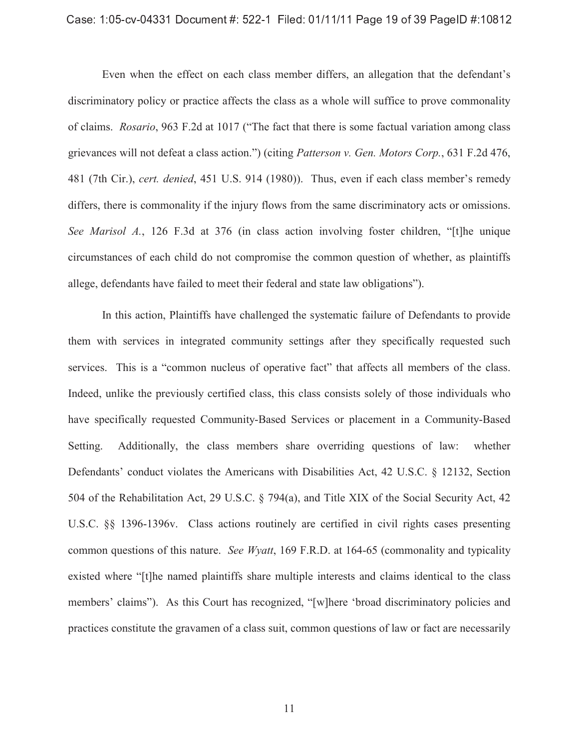Even when the effect on each class member differs, an allegation that the defendant's discriminatory policy or practice affects the class as a whole will suffice to prove commonality of claims. *Rosario*, 963 F.2d at 1017 ("The fact that there is some factual variation among class grievances will not defeat a class action.") (citing *Patterson v. Gen. Motors Corp.*, 631 F.2d 476, 481 (7th Cir.), *cert. denied*, 451 U.S. 914 (1980)). Thus, even if each class member's remedy differs, there is commonality if the injury flows from the same discriminatory acts or omissions. *See Marisol A.*, 126 F.3d at 376 (in class action involving foster children, "[t]he unique circumstances of each child do not compromise the common question of whether, as plaintiffs allege, defendants have failed to meet their federal and state law obligations").

In this action, Plaintiffs have challenged the systematic failure of Defendants to provide them with services in integrated community settings after they specifically requested such services. This is a "common nucleus of operative fact" that affects all members of the class. Indeed, unlike the previously certified class, this class consists solely of those individuals who have specifically requested Community-Based Services or placement in a Community-Based Setting. Additionally, the class members share overriding questions of law: whether Defendants' conduct violates the Americans with Disabilities Act, 42 U.S.C. § 12132, Section 504 of the Rehabilitation Act, 29 U.S.C. § 794(a), and Title XIX of the Social Security Act, 42 U.S.C. §§ 1396-1396v. Class actions routinely are certified in civil rights cases presenting common questions of this nature. *See Wyatt*, 169 F.R.D. at 164-65 (commonality and typicality existed where "[t]he named plaintiffs share multiple interests and claims identical to the class members' claims"). As this Court has recognized, "[w]here 'broad discriminatory policies and practices constitute the gravamen of a class suit, common questions of law or fact are necessarily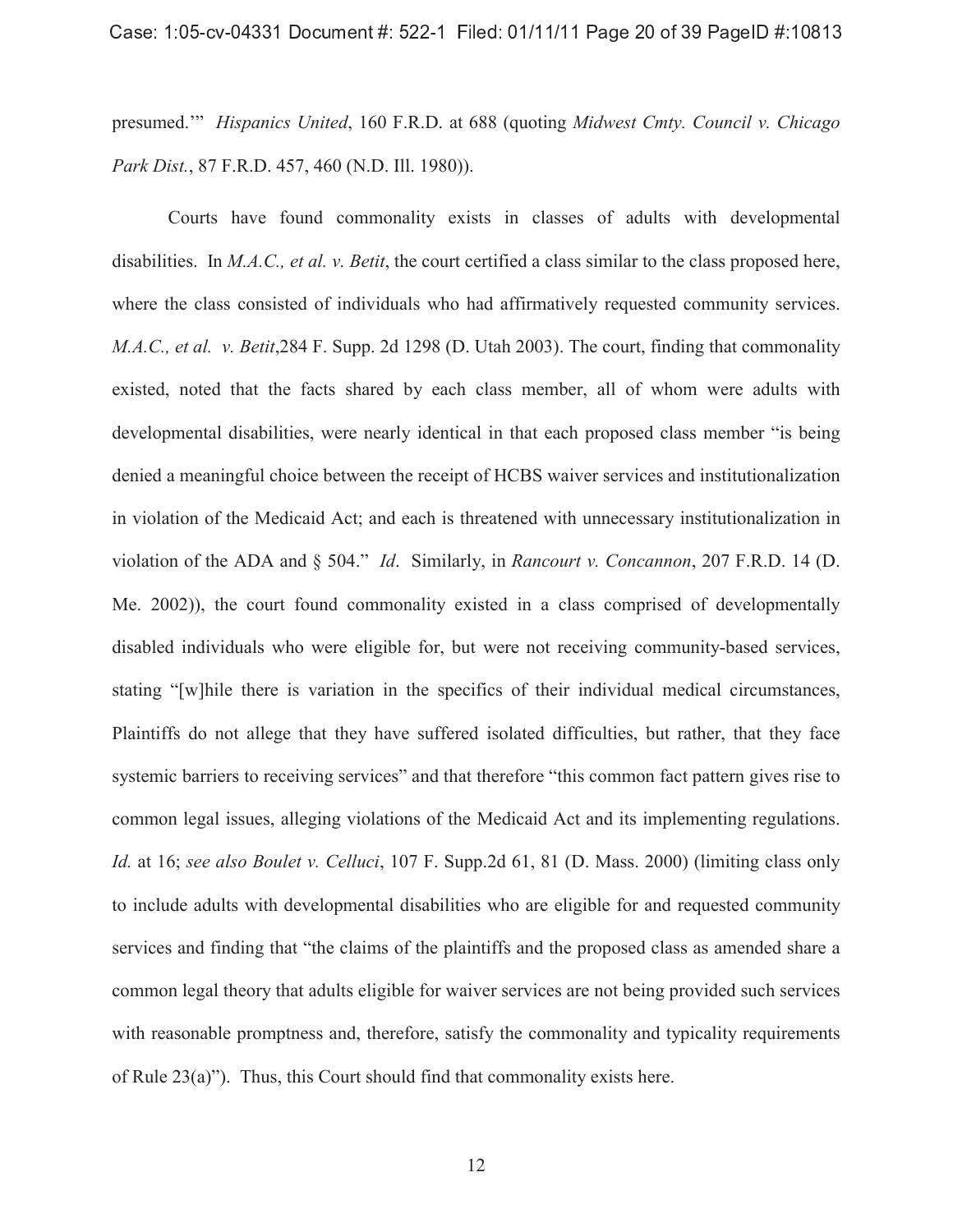presumed.'" *Hispanics United*, 160 F.R.D. at 688 (quoting *Midwest Cmty. Council v. Chicago Park Dist.*, 87 F.R.D. 457, 460 (N.D. Ill. 1980)).

Courts have found commonality exists in classes of adults with developmental disabilities. In *M.A.C., et al. v. Betit*, the court certified a class similar to the class proposed here, where the class consisted of individuals who had affirmatively requested community services. *M.A.C., et al. v. Betit*,284 F. Supp. 2d 1298 (D. Utah 2003). The court, finding that commonality existed, noted that the facts shared by each class member, all of whom were adults with developmental disabilities, were nearly identical in that each proposed class member "is being denied a meaningful choice between the receipt of HCBS waiver services and institutionalization in violation of the Medicaid Act; and each is threatened with unnecessary institutionalization in violation of the ADA and § 504." *Id*. Similarly, in *Rancourt v. Concannon*, 207 F.R.D. 14 (D. Me. 2002)), the court found commonality existed in a class comprised of developmentally disabled individuals who were eligible for, but were not receiving community-based services, stating "[w]hile there is variation in the specifics of their individual medical circumstances, Plaintiffs do not allege that they have suffered isolated difficulties, but rather, that they face systemic barriers to receiving services" and that therefore "this common fact pattern gives rise to common legal issues, alleging violations of the Medicaid Act and its implementing regulations. *Id.* at 16; *see also Boulet v. Celluci*, 107 F. Supp.2d 61, 81 (D. Mass. 2000) (limiting class only to include adults with developmental disabilities who are eligible for and requested community services and finding that "the claims of the plaintiffs and the proposed class as amended share a common legal theory that adults eligible for waiver services are not being provided such services with reasonable promptness and, therefore, satisfy the commonality and typicality requirements of Rule 23(a)"). Thus, this Court should find that commonality exists here.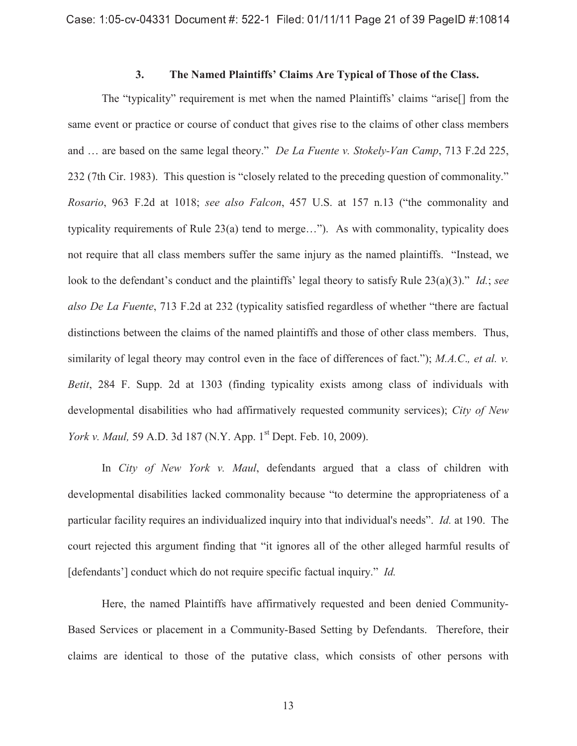### 3. The Named Plaintiffs' Claims Are Typical of Those of the Class.

The "typicality" requirement is met when the named Plaintiffs' claims "arise[] from the same event or practice or course of conduct that gives rise to the claims of other class members and … are based on the same legal theory." *De La Fuente v. Stokely-Van Camp*, 713 F.2d 225, 232 (7th Cir. 1983). This question is "closely related to the preceding question of commonality." *Rosario*, 963 F.2d at 1018; *see also Falcon*, 457 U.S. at 157 n.13 ("the commonality and typicality requirements of Rule 23(a) tend to merge…"). As with commonality, typicality does not require that all class members suffer the same injury as the named plaintiffs. "Instead, we look to the defendant's conduct and the plaintiffs' legal theory to satisfy Rule 23(a)(3)." *Id.*; *see also De La Fuente*, 713 F.2d at 232 (typicality satisfied regardless of whether "there are factual distinctions between the claims of the named plaintiffs and those of other class members. Thus, similarity of legal theory may control even in the face of differences of fact."); *M.A.C., et al. v. Betit*, 284 F. Supp. 2d at 1303 (finding typicality exists among class of individuals with developmental disabilities who had affirmatively requested community services); *City of New York v. Maul,* 59 A.D. 3d 187 (N.Y. App. 1st Dept. Feb. 10, 2009).

In *City of New York v. Maul*, defendants argued that a class of children with developmental disabilities lacked commonality because "to determine the appropriateness of a particular facility requires an individualized inquiry into that individual's needs". *Id.* at 190. The court rejected this argument finding that "it ignores all of the other alleged harmful results of [defendants'] conduct which do not require specific factual inquiry." *Id.*

Here, the named Plaintiffs have affirmatively requested and been denied Community-Based Services or placement in a Community-Based Setting by Defendants. Therefore, their claims are identical to those of the putative class, which consists of other persons with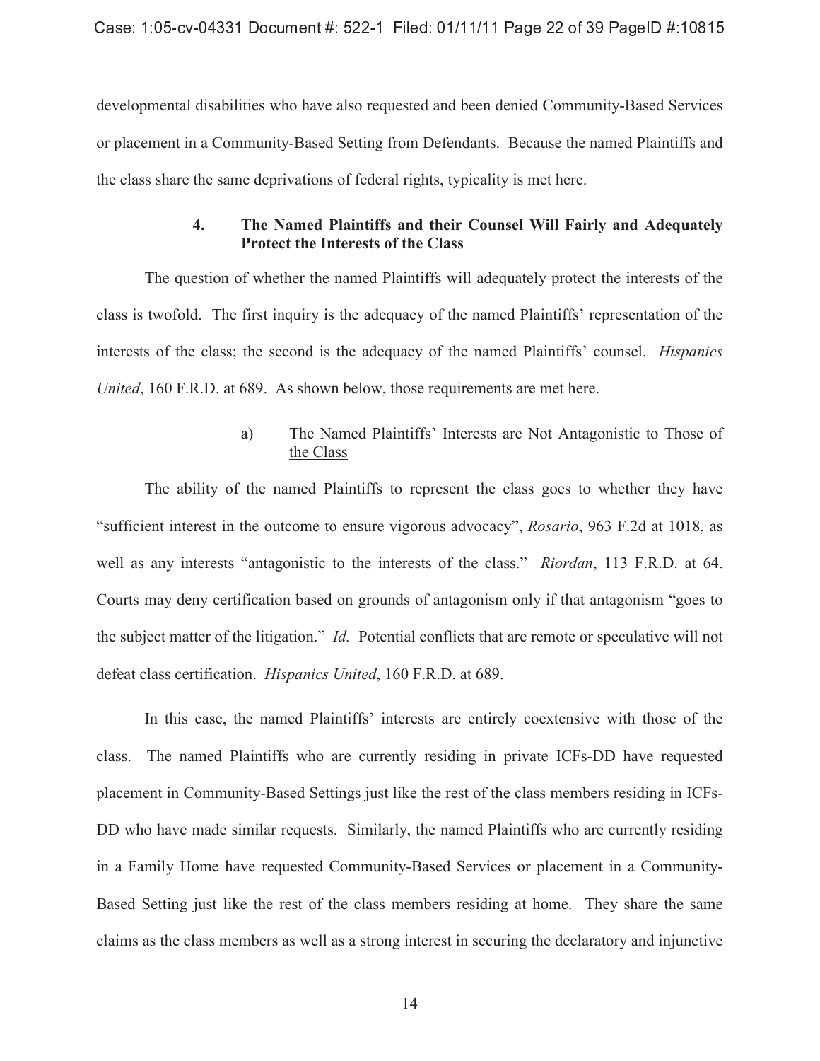developmental disabilities who have also requested and been denied Community-Based Services or placement in a Community-Based Setting from Defendants. Because the named Plaintiffs and the class share the same deprivations of federal rights, typicality is met here.

#### 4. The Named Plaintiffs and their Counsel Will Fairly and Adequately Protect the Interests of the Class

The question of whether the named Plaintiffs will adequately protect the interests of the class is twofold. The first inquiry is the adequacy of the named Plaintiffs' representation of the interests of the class; the second is the adequacy of the named Plaintiffs' counsel. *Hispanics United*, 160 F.R.D. at 689. As shown below, those requirements are met here.

##### a) The Named Plaintiffs' Interests are Not Antagonistic to Those of the Class

The ability of the named Plaintiffs to represent the class goes to whether they have "sufficient interest in the outcome to ensure vigorous advocacy", *Rosario*, 963 F.2d at 1018, as well as any interests "antagonistic to the interests of the class." *Riordan*, 113 F.R.D. at 64. Courts may deny certification based on grounds of antagonism only if that antagonism "goes to the subject matter of the litigation." *Id.* Potential conflicts that are remote or speculative will not defeat class certification. *Hispanics United*, 160 F.R.D. at 689.

In this case, the named Plaintiffs' interests are entirely coextensive with those of the class. The named Plaintiffs who are currently residing in private ICFs-DD have requested placement in Community-Based Settings just like the rest of the class members residing in ICFs-DD who have made similar requests. Similarly, the named Plaintiffs who are currently residing in a Family Home have requested Community-Based Services or placement in a Community-Based Setting just like the rest of the class members residing at home. They share the same claims as the class members as well as a strong interest in securing the declaratory and injunctive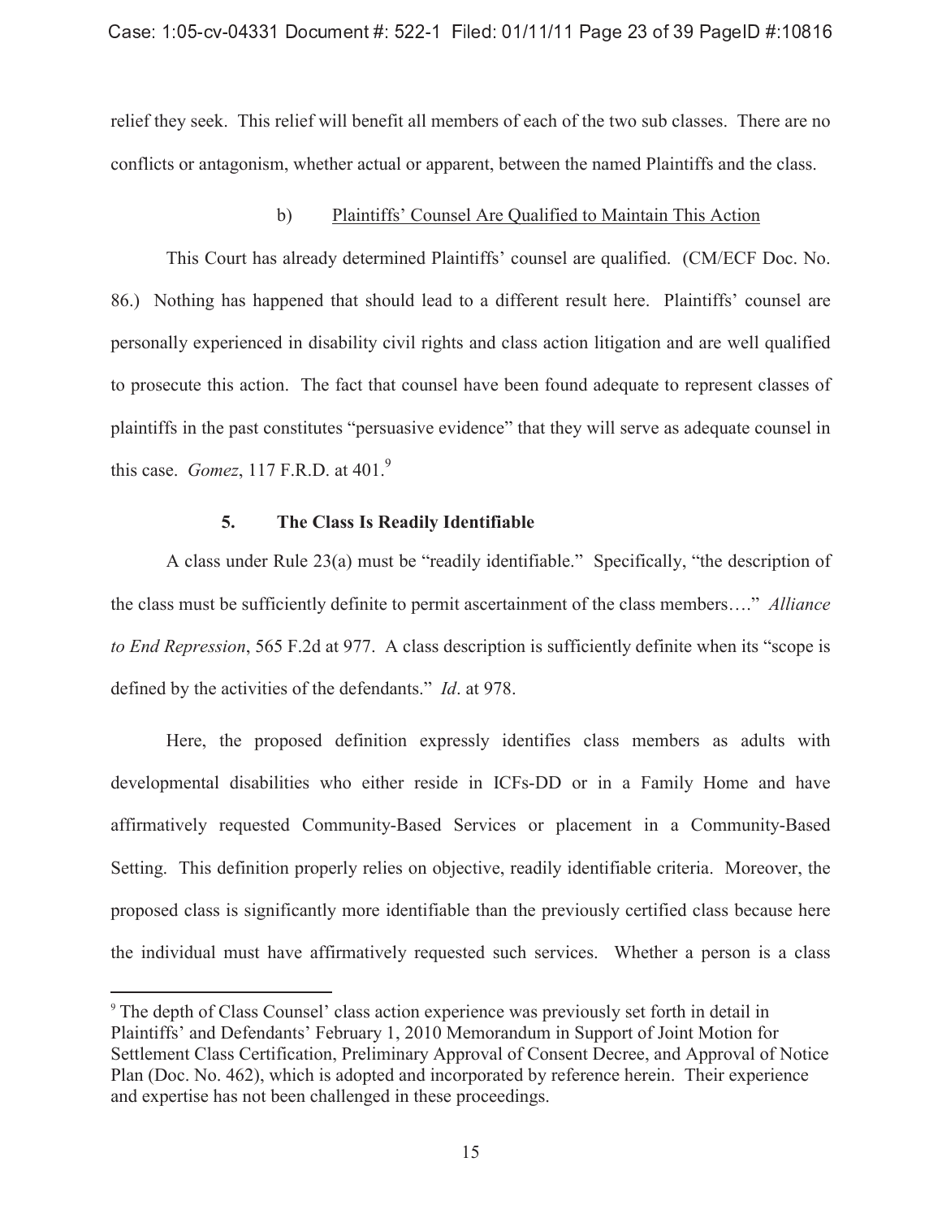relief they seek. This relief will benefit all members of each of the two sub classes. There are no conflicts or antagonism, whether actual or apparent, between the named Plaintiffs and the class.

b) <u>Plaintiffs' Counsel Are Qualified to Maintain This Action</u>

This Court has already determined Plaintiffs' counsel are qualified. (CM/ECF Doc. No. 86.) Nothing has happened that should lead to a different result here. Plaintiffs' counsel are personally experienced in disability civil rights and class action litigation and are well qualified to prosecute this action. The fact that counsel have been found adequate to represent classes of plaintiffs in the past constitutes "persuasive evidence" that they will serve as adequate counsel in this case. *Gomez*, 117 F.R.D. at 401.[9]

### 5. The Class Is Readily Identifiable

A class under Rule 23(a) must be "readily identifiable." Specifically, "the description of the class must be sufficiently definite to permit ascertainment of the class members…." *Alliance to End Repression*, 565 F.2d at 977. A class description is sufficiently definite when its "scope is defined by the activities of the defendants." *Id*. at 978.

Here, the proposed definition expressly identifies class members as adults with developmental disabilities who either reside in ICFs-DD or in a Family Home and have affirmatively requested Community-Based Services or placement in a Community-Based Setting. This definition properly relies on objective, readily identifiable criteria. Moreover, the proposed class is significantly more identifiable than the previously certified class because here the individual must have affirmatively requested such services. Whether a person is a class

---

[9] The depth of Class Counsel' class action experience was previously set forth in detail in Plaintiffs' and Defendants' February 1, 2010 Memorandum in Support of Joint Motion for Settlement Class Certification, Preliminary Approval of Consent Decree, and Approval of Notice Plan (Doc. No. 462), which is adopted and incorporated by reference herein. Their experience and expertise has not been challenged in these proceedings.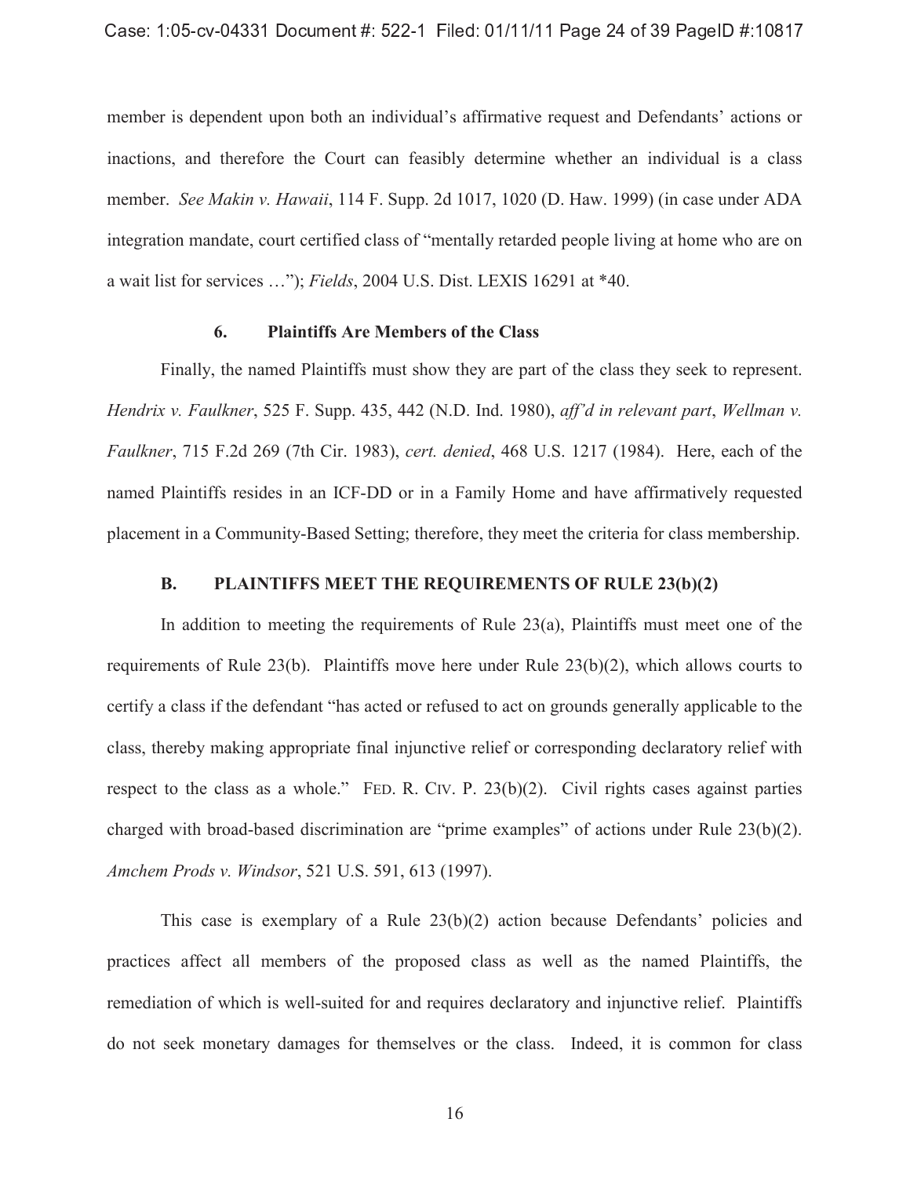member is dependent upon both an individual's affirmative request and Defendants' actions or inactions, and therefore the Court can feasibly determine whether an individual is a class member. *See Makin v. Hawaii*, 114 F. Supp. 2d 1017, 1020 (D. Haw. 1999) (in case under ADA integration mandate, court certified class of "mentally retarded people living at home who are on a wait list for services …"); *Fields*, 2004 U.S. Dist. LEXIS 16291 at *40.

#### 6. Plaintiffs Are Members of the Class

Finally, the named Plaintiffs must show they are part of the class they seek to represent. *Hendrix v. Faulkner*, 525 F. Supp. 435, 442 (N.D. Ind. 1980), *aff'd in relevant part*, *Wellman v. Faulkner*, 715 F.2d 269 (7th Cir. 1983), *cert. denied*, 468 U.S. 1217 (1984). Here, each of the named Plaintiffs resides in an ICF-DD or in a Family Home and have affirmatively requested placement in a Community-Based Setting; therefore, they meet the criteria for class membership.

### B. PLAINTIFFS MEET THE REQUIREMENTS OF RULE 23(b)(2)

In addition to meeting the requirements of Rule 23(a), Plaintiffs must meet one of the requirements of Rule 23(b). Plaintiffs move here under Rule 23(b)(2), which allows courts to certify a class if the defendant "has acted or refused to act on grounds generally applicable to the class, thereby making appropriate final injunctive relief or corresponding declaratory relief with respect to the class as a whole." FED. R. CIV. P. 23(b)(2). Civil rights cases against parties charged with broad-based discrimination are "prime examples" of actions under Rule 23(b)(2). *Amchem Prods v. Windsor*, 521 U.S. 591, 613 (1997).

This case is exemplary of a Rule 23(b)(2) action because Defendants' policies and practices affect all members of the proposed class as well as the named Plaintiffs, the remediation of which is well-suited for and requires declaratory and injunctive relief. Plaintiffs do not seek monetary damages for themselves or the class. Indeed, it is common for class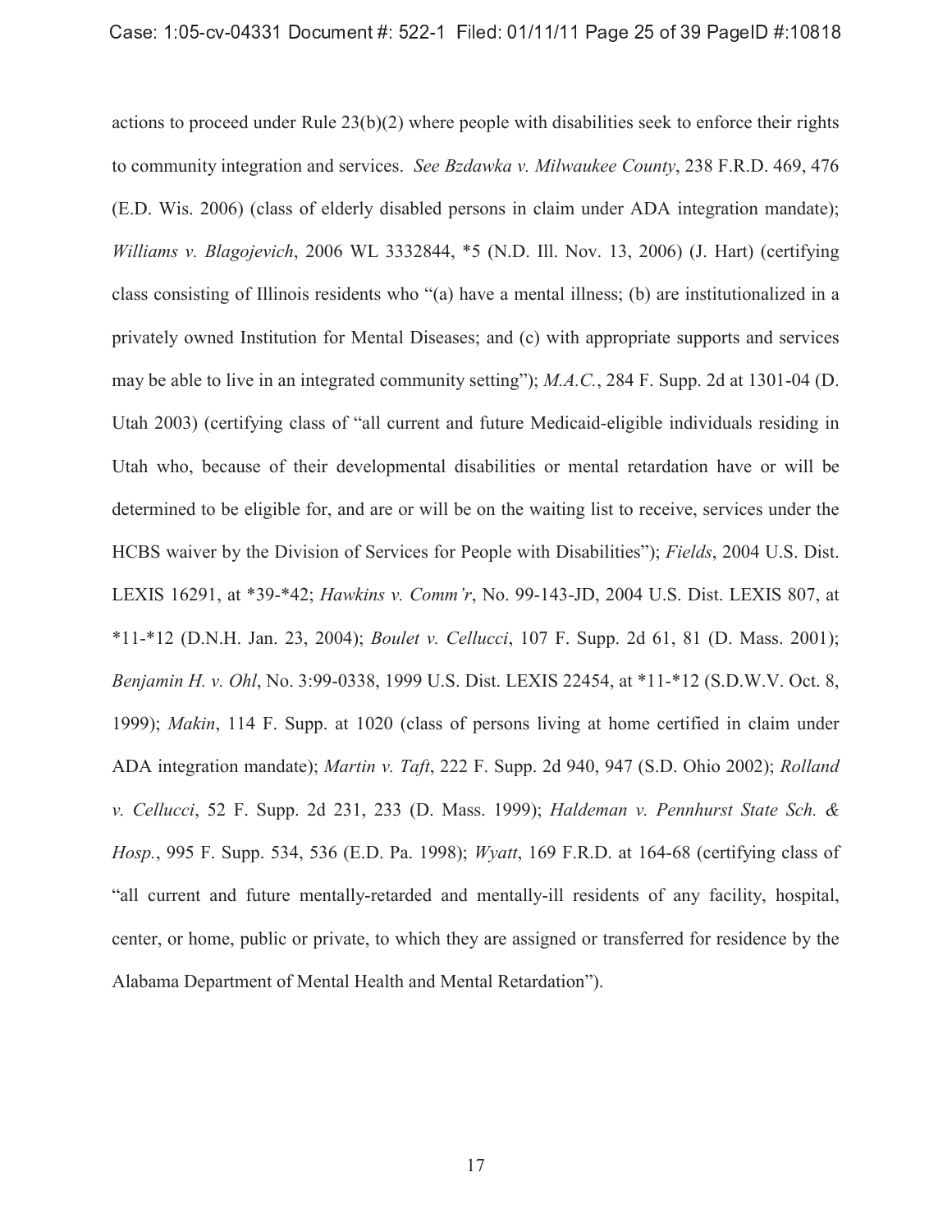actions to proceed under Rule 23(b)(2) where people with disabilities seek to enforce their rights to community integration and services. *See Bzdawka v. Milwaukee County*, 238 F.R.D. 469, 476 (E.D. Wis. 2006) (class of elderly disabled persons in claim under ADA integration mandate); *Williams v. Blagojevich*, 2006 WL 3332844, *5 (N.D. Ill. Nov. 13, 2006) (J. Hart) (certifying class consisting of Illinois residents who "(a) have a mental illness; (b) are institutionalized in a privately owned Institution for Mental Diseases; and (c) with appropriate supports and services may be able to live in an integrated community setting"); *M.A.C.*, 284 F. Supp. 2d at 1301-04 (D. Utah 2003) (certifying class of "all current and future Medicaid-eligible individuals residing in Utah who, because of their developmental disabilities or mental retardation have or will be determined to be eligible for, and are or will be on the waiting list to receive, services under the HCBS waiver by the Division of Services for People with Disabilities"); *Fields*, 2004 U.S. Dist. LEXIS 16291, at *39-*42; *Hawkins v. Comm'r*, No. 99-143-JD, 2004 U.S. Dist. LEXIS 807, at *11-*12 (D.N.H. Jan. 23, 2004); *Boulet v. Cellucci*, 107 F. Supp. 2d 61, 81 (D. Mass. 2001); *Benjamin H. v. Ohl*, No. 3:99-0338, 1999 U.S. Dist. LEXIS 22454, at *11-*12 (S.D.W.V. Oct. 8, 1999); *Makin*, 114 F. Supp. at 1020 (class of persons living at home certified in claim under ADA integration mandate); *Martin v. Taft*, 222 F. Supp. 2d 940, 947 (S.D. Ohio 2002); *Rolland v. Cellucci*, 52 F. Supp. 2d 231, 233 (D. Mass. 1999); *Haldeman v. Pennhurst State Sch. & Hosp.*, 995 F. Supp. 534, 536 (E.D. Pa. 1998); *Wyatt*, 169 F.R.D. at 164-68 (certifying class of "all current and future mentally-retarded and mentally-ill residents of any facility, hospital, center, or home, public or private, to which they are assigned or transferred for residence by the Alabama Department of Mental Health and Mental Retardation").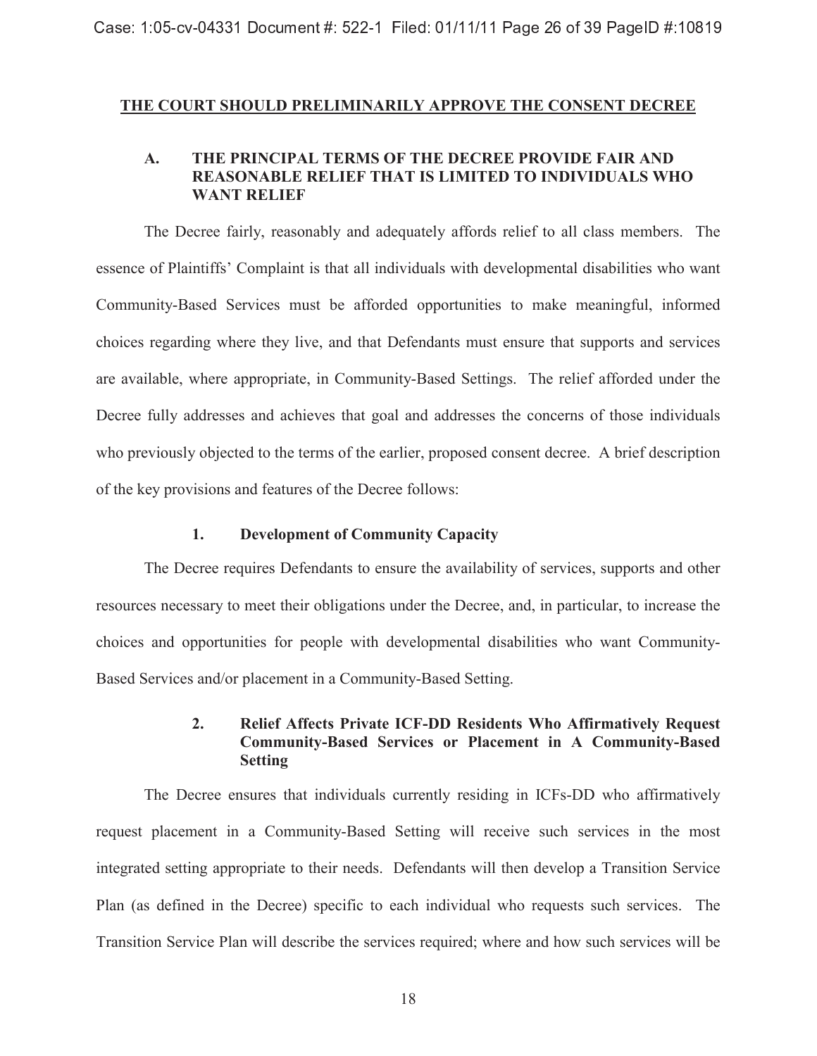## THE COURT SHOULD PRELIMINARILY APPROVE THE CONSENT DECREE

### A. THE PRINCIPAL TERMS OF THE DECREE PROVIDE FAIR AND REASONABLE RELIEF THAT IS LIMITED TO INDIVIDUALS WHO WANT RELIEF

The Decree fairly, reasonably and adequately affords relief to all class members. The essence of Plaintiffs' Complaint is that all individuals with developmental disabilities who want Community-Based Services must be afforded opportunities to make meaningful, informed choices regarding where they live, and that Defendants must ensure that supports and services are available, where appropriate, in Community-Based Settings. The relief afforded under the Decree fully addresses and achieves that goal and addresses the concerns of those individuals who previously objected to the terms of the earlier, proposed consent decree. A brief description of the key provisions and features of the Decree follows:

#### 1. Development of Community Capacity

The Decree requires Defendants to ensure the availability of services, supports and other resources necessary to meet their obligations under the Decree, and, in particular, to increase the choices and opportunities for people with developmental disabilities who want Community-Based Services and/or placement in a Community-Based Setting.

#### 2. Relief Affects Private ICF-DD Residents Who Affirmatively Request Community-Based Services or Placement in A Community-Based Setting

The Decree ensures that individuals currently residing in ICFs-DD who affirmatively request placement in a Community-Based Setting will receive such services in the most integrated setting appropriate to their needs. Defendants will then develop a Transition Service Plan (as defined in the Decree) specific to each individual who requests such services. The Transition Service Plan will describe the services required; where and how such services will be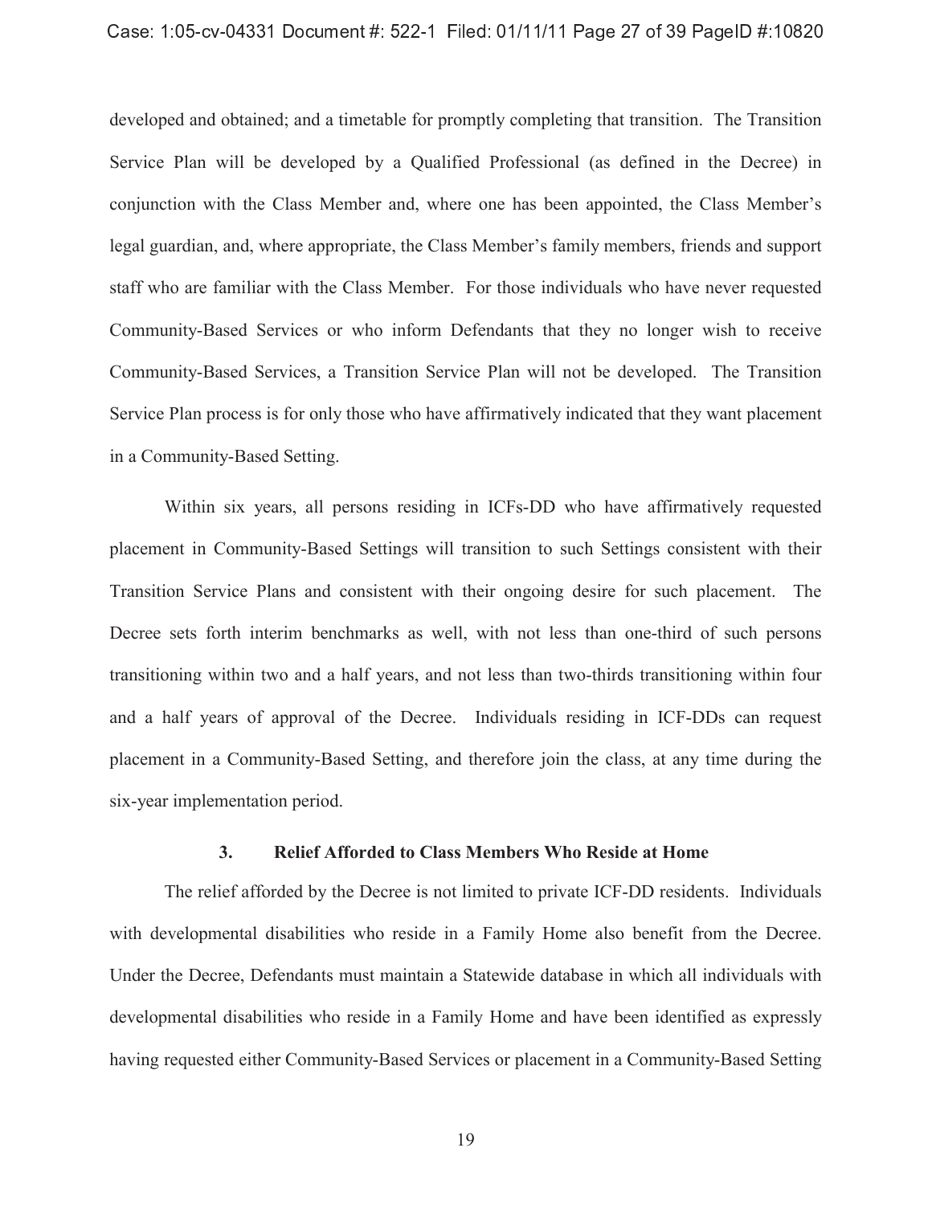developed and obtained; and a timetable for promptly completing that transition. The Transition Service Plan will be developed by a Qualified Professional (as defined in the Decree) in conjunction with the Class Member and, where one has been appointed, the Class Member's legal guardian, and, where appropriate, the Class Member's family members, friends and support staff who are familiar with the Class Member. For those individuals who have never requested Community-Based Services or who inform Defendants that they no longer wish to receive Community-Based Services, a Transition Service Plan will not be developed. The Transition Service Plan process is for only those who have affirmatively indicated that they want placement in a Community-Based Setting.

Within six years, all persons residing in ICFs-DD who have affirmatively requested placement in Community-Based Settings will transition to such Settings consistent with their Transition Service Plans and consistent with their ongoing desire for such placement. The Decree sets forth interim benchmarks as well, with not less than one-third of such persons transitioning within two and a half years, and not less than two-thirds transitioning within four and a half years of approval of the Decree. Individuals residing in ICF-DDs can request placement in a Community-Based Setting, and therefore join the class, at any time during the six-year implementation period.

### 3. Relief Afforded to Class Members Who Reside at Home

The relief afforded by the Decree is not limited to private ICF-DD residents. Individuals with developmental disabilities who reside in a Family Home also benefit from the Decree. Under the Decree, Defendants must maintain a Statewide database in which all individuals with developmental disabilities who reside in a Family Home and have been identified as expressly having requested either Community-Based Services or placement in a Community-Based Setting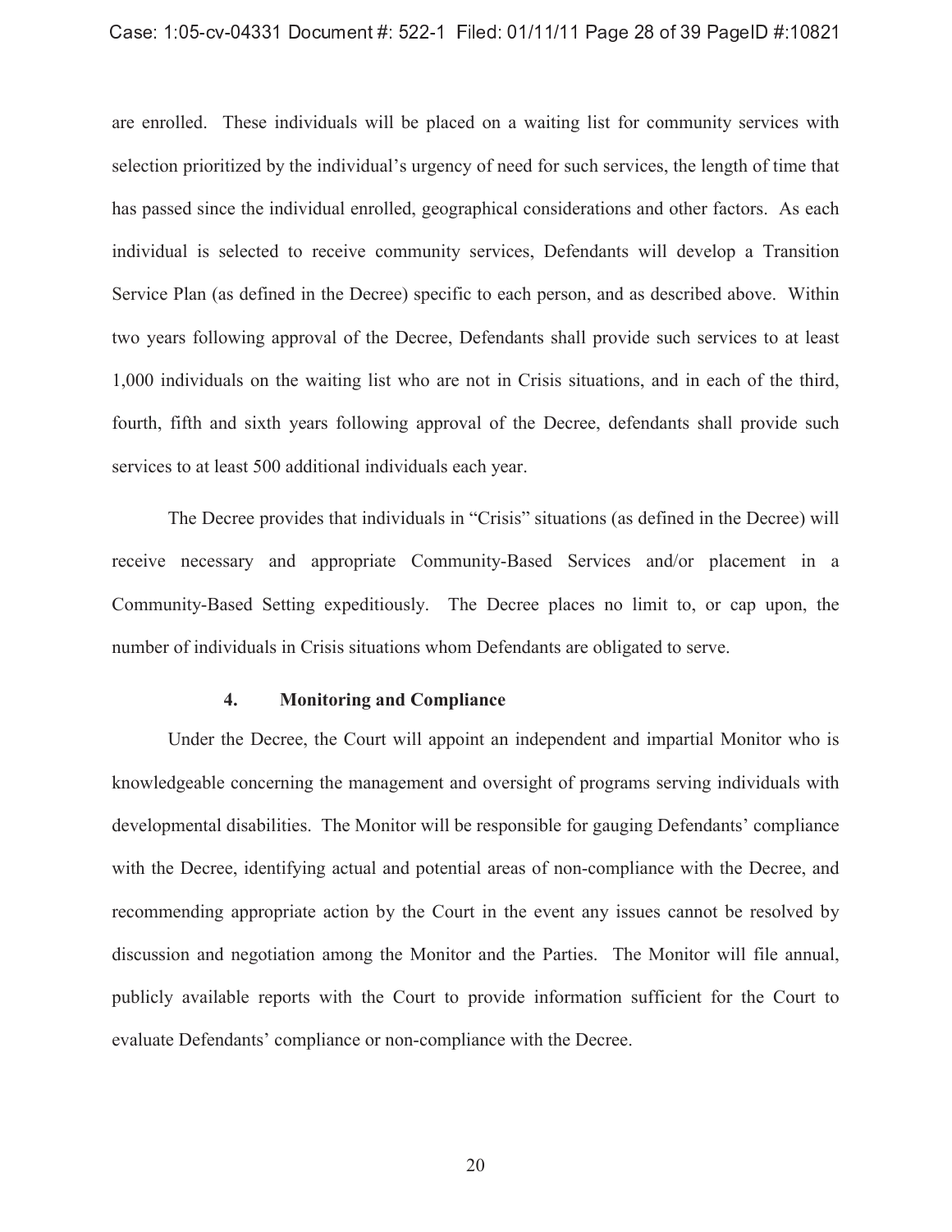are enrolled. These individuals will be placed on a waiting list for community services with selection prioritized by the individual's urgency of need for such services, the length of time that has passed since the individual enrolled, geographical considerations and other factors. As each individual is selected to receive community services, Defendants will develop a Transition Service Plan (as defined in the Decree) specific to each person, and as described above. Within two years following approval of the Decree, Defendants shall provide such services to at least 1,000 individuals on the waiting list who are not in Crisis situations, and in each of the third, fourth, fifth and sixth years following approval of the Decree, defendants shall provide such services to at least 500 additional individuals each year.

The Decree provides that individuals in "Crisis" situations (as defined in the Decree) will receive necessary and appropriate Community-Based Services and/or placement in a Community-Based Setting expeditiously. The Decree places no limit to, or cap upon, the number of individuals in Crisis situations whom Defendants are obligated to serve.

#### 4. Monitoring and Compliance

Under the Decree, the Court will appoint an independent and impartial Monitor who is knowledgeable concerning the management and oversight of programs serving individuals with developmental disabilities. The Monitor will be responsible for gauging Defendants' compliance with the Decree, identifying actual and potential areas of non-compliance with the Decree, and recommending appropriate action by the Court in the event any issues cannot be resolved by discussion and negotiation among the Monitor and the Parties. The Monitor will file annual, publicly available reports with the Court to provide information sufficient for the Court to evaluate Defendants' compliance or non-compliance with the Decree.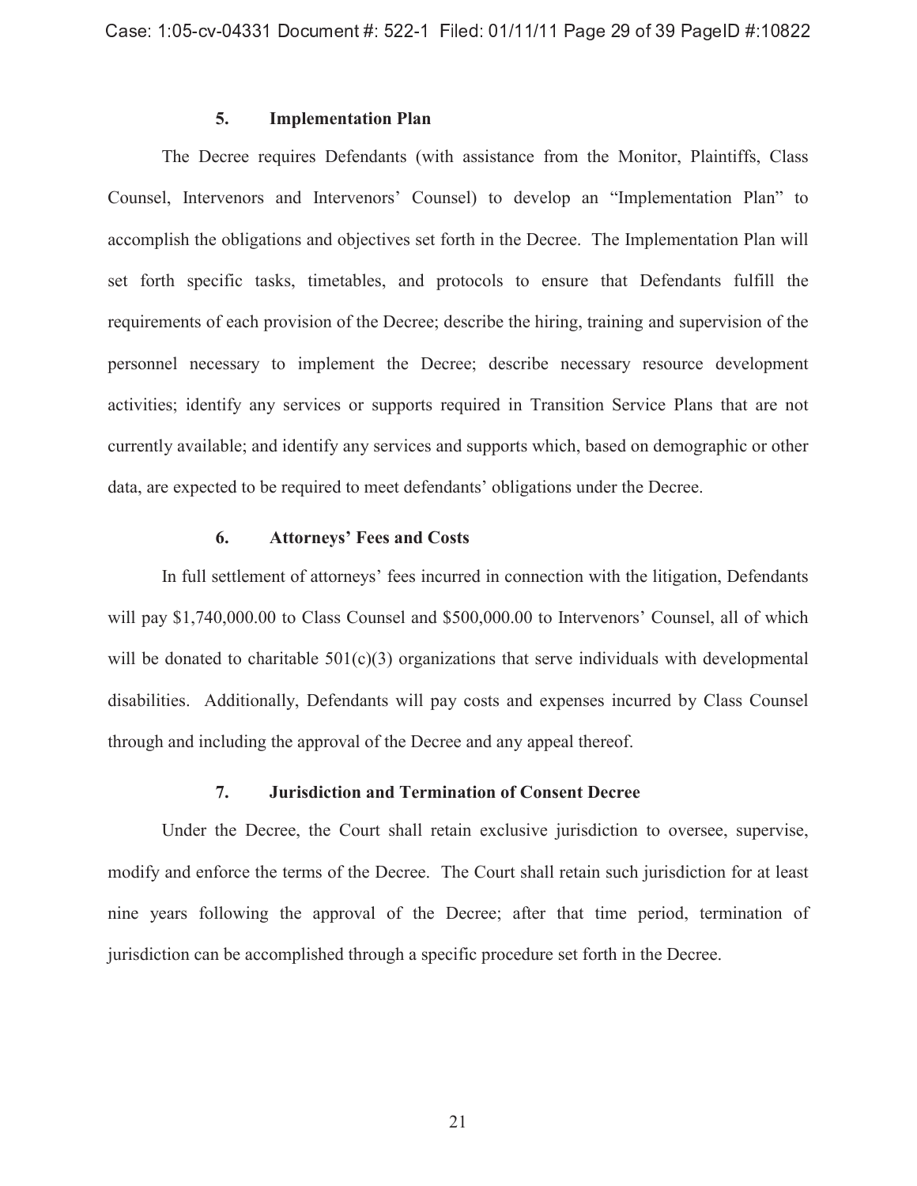### 5. Implementation Plan

The Decree requires Defendants (with assistance from the Monitor, Plaintiffs, Class Counsel, Intervenors and Intervenors' Counsel) to develop an "Implementation Plan" to accomplish the obligations and objectives set forth in the Decree. The Implementation Plan will set forth specific tasks, timetables, and protocols to ensure that Defendants fulfill the requirements of each provision of the Decree; describe the hiring, training and supervision of the personnel necessary to implement the Decree; describe necessary resource development activities; identify any services or supports required in Transition Service Plans that are not currently available; and identify any services and supports which, based on demographic or other data, are expected to be required to meet defendants' obligations under the Decree.

### 6. Attorneys' Fees and Costs

In full settlement of attorneys' fees incurred in connection with the litigation, Defendants will pay $1,740,000.00 to Class Counsel and $500,000.00 to Intervenors' Counsel, all of which will be donated to charitable 501(c)(3) organizations that serve individuals with developmental disabilities. Additionally, Defendants will pay costs and expenses incurred by Class Counsel through and including the approval of the Decree and any appeal thereof.

### 7. Jurisdiction and Termination of Consent Decree

Under the Decree, the Court shall retain exclusive jurisdiction to oversee, supervise, modify and enforce the terms of the Decree. The Court shall retain such jurisdiction for at least nine years following the approval of the Decree; after that time period, termination of jurisdiction can be accomplished through a specific procedure set forth in the Decree.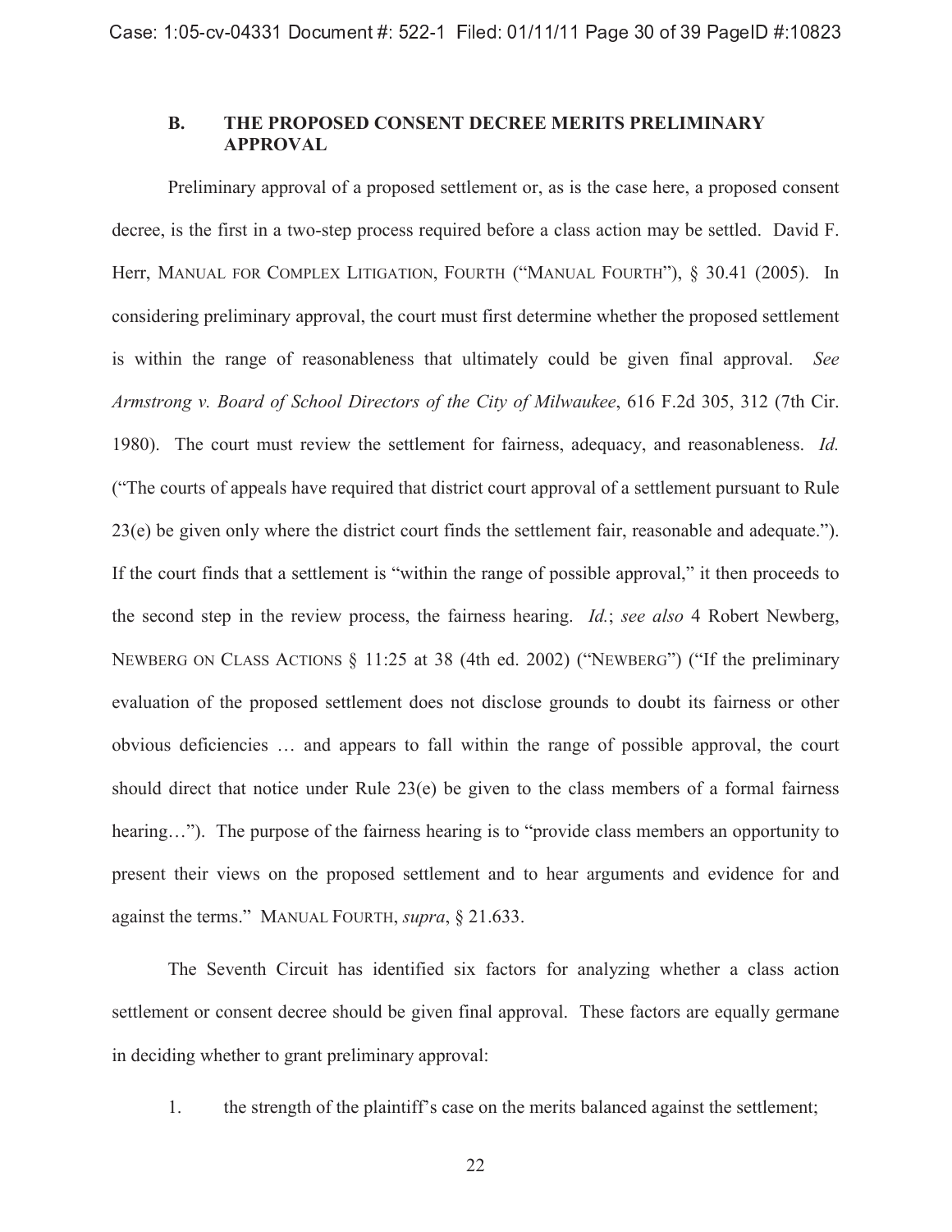### B. THE PROPOSED CONSENT DECREE MERITS PRELIMINARY APPROVAL

Preliminary approval of a proposed settlement or, as is the case here, a proposed consent decree, is the first in a two-step process required before a class action may be settled. David F. Herr, MANUAL FOR COMPLEX LITIGATION, FOURTH ("MANUAL FOURTH"), § 30.41 (2005). In considering preliminary approval, the court must first determine whether the proposed settlement is within the range of reasonableness that ultimately could be given final approval. *See Armstrong v. Board of School Directors of the City of Milwaukee*, 616 F.2d 305, 312 (7th Cir. 1980). The court must review the settlement for fairness, adequacy, and reasonableness. *Id.* ("The courts of appeals have required that district court approval of a settlement pursuant to Rule 23(e) be given only where the district court finds the settlement fair, reasonable and adequate."). If the court finds that a settlement is "within the range of possible approval," it then proceeds to the second step in the review process, the fairness hearing. *Id.*; *see also* 4 Robert Newberg, NEWBERG ON CLASS ACTIONS § 11:25 at 38 (4th ed. 2002) ("NEWBERG") ("If the preliminary evaluation of the proposed settlement does not disclose grounds to doubt its fairness or other obvious deficiencies … and appears to fall within the range of possible approval, the court should direct that notice under Rule 23(e) be given to the class members of a formal fairness hearing…"). The purpose of the fairness hearing is to "provide class members an opportunity to present their views on the proposed settlement and to hear arguments and evidence for and against the terms." MANUAL FOURTH, *supra*, § 21.633.

The Seventh Circuit has identified six factors for analyzing whether a class action settlement or consent decree should be given final approval. These factors are equally germane in deciding whether to grant preliminary approval:

1. the strength of the plaintiff's case on the merits balanced against the settlement;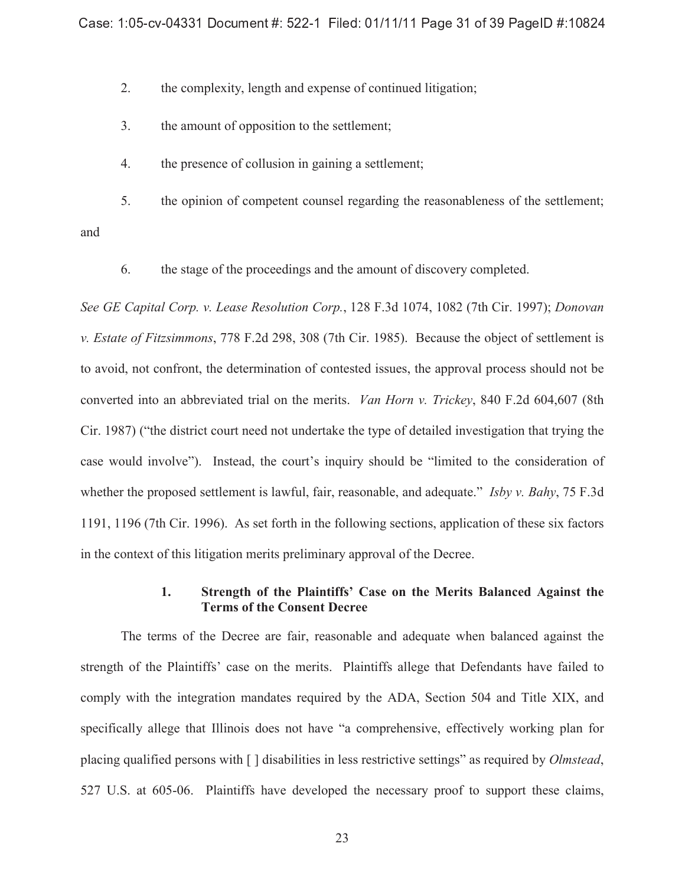2. the complexity, length and expense of continued litigation;

3. the amount of opposition to the settlement;

4. the presence of collusion in gaining a settlement;

5. the opinion of competent counsel regarding the reasonableness of the settlement; and

6. the stage of the proceedings and the amount of discovery completed.

*See GE Capital Corp. v. Lease Resolution Corp.*, 128 F.3d 1074, 1082 (7th Cir. 1997); *Donovan v. Estate of Fitzsimmons*, 778 F.2d 298, 308 (7th Cir. 1985). Because the object of settlement is to avoid, not confront, the determination of contested issues, the approval process should not be converted into an abbreviated trial on the merits. *Van Horn v. Trickey*, 840 F.2d 604,607 (8th Cir. 1987) ("the district court need not undertake the type of detailed investigation that trying the case would involve"). Instead, the court's inquiry should be "limited to the consideration of whether the proposed settlement is lawful, fair, reasonable, and adequate." *Isby v. Bahy*, 75 F.3d 1191, 1196 (7th Cir. 1996). As set forth in the following sections, application of these six factors in the context of this litigation merits preliminary approval of the Decree.

### 1. Strength of the Plaintiffs' Case on the Merits Balanced Against the Terms of the Consent Decree

The terms of the Decree are fair, reasonable and adequate when balanced against the strength of the Plaintiffs' case on the merits. Plaintiffs allege that Defendants have failed to comply with the integration mandates required by the ADA, Section 504 and Title XIX, and specifically allege that Illinois does not have "a comprehensive, effectively working plan for placing qualified persons with [ ] disabilities in less restrictive settings" as required by *Olmstead*, 527 U.S. at 605-06. Plaintiffs have developed the necessary proof to support these claims,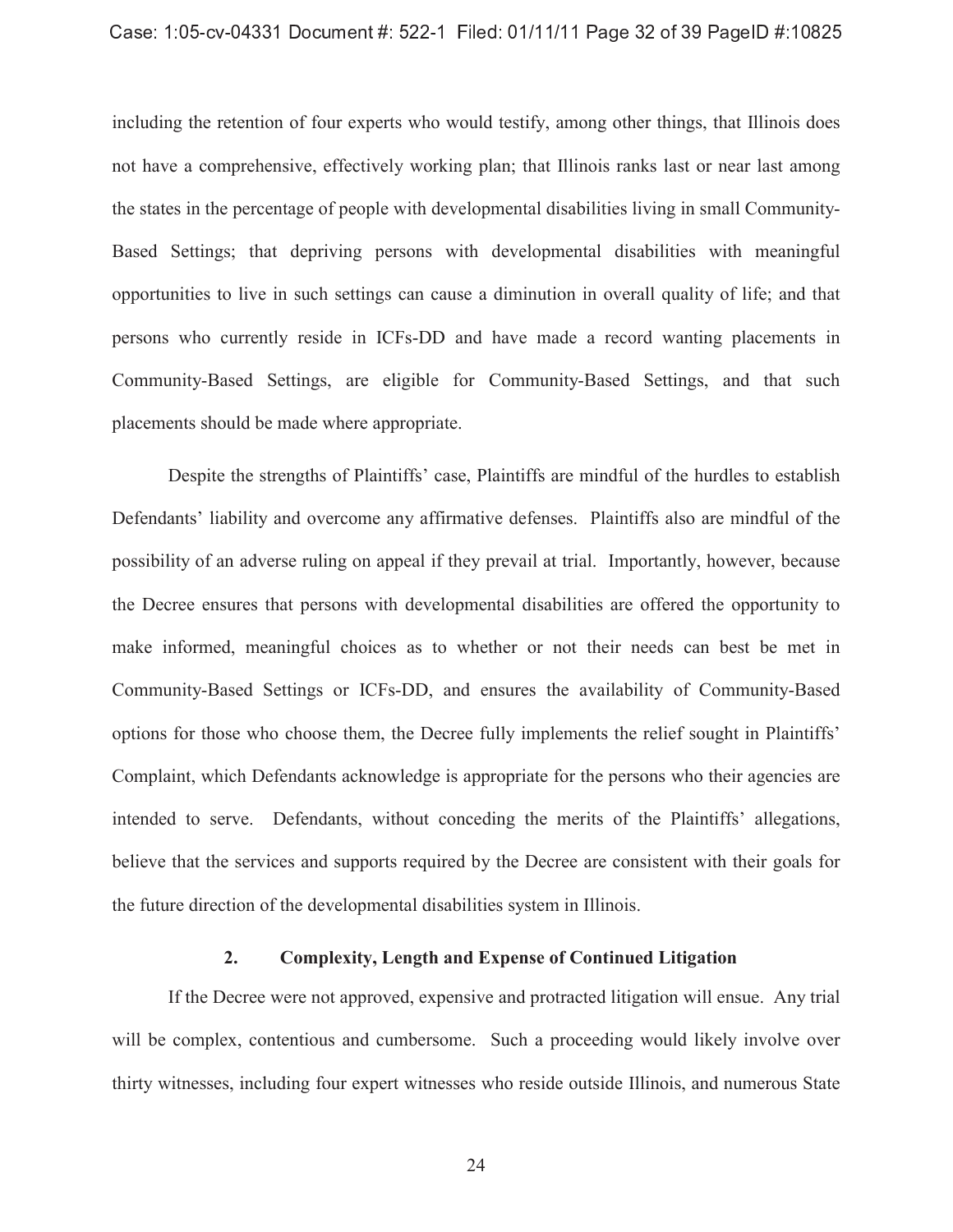including the retention of four experts who would testify, among other things, that Illinois does not have a comprehensive, effectively working plan; that Illinois ranks last or near last among the states in the percentage of people with developmental disabilities living in small Community-Based Settings; that depriving persons with developmental disabilities with meaningful opportunities to live in such settings can cause a diminution in overall quality of life; and that persons who currently reside in ICFs-DD and have made a record wanting placements in Community-Based Settings, are eligible for Community-Based Settings, and that such placements should be made where appropriate.

Despite the strengths of Plaintiffs' case, Plaintiffs are mindful of the hurdles to establish Defendants' liability and overcome any affirmative defenses. Plaintiffs also are mindful of the possibility of an adverse ruling on appeal if they prevail at trial. Importantly, however, because the Decree ensures that persons with developmental disabilities are offered the opportunity to make informed, meaningful choices as to whether or not their needs can best be met in Community-Based Settings or ICFs-DD, and ensures the availability of Community-Based options for those who choose them, the Decree fully implements the relief sought in Plaintiffs' Complaint, which Defendants acknowledge is appropriate for the persons who their agencies are intended to serve. Defendants, without conceding the merits of the Plaintiffs' allegations, believe that the services and supports required by the Decree are consistent with their goals for the future direction of the developmental disabilities system in Illinois.

**2. Complexity, Length and Expense of Continued Litigation**

If the Decree were not approved, expensive and protracted litigation will ensue. Any trial will be complex, contentious and cumbersome. Such a proceeding would likely involve over thirty witnesses, including four expert witnesses who reside outside Illinois, and numerous State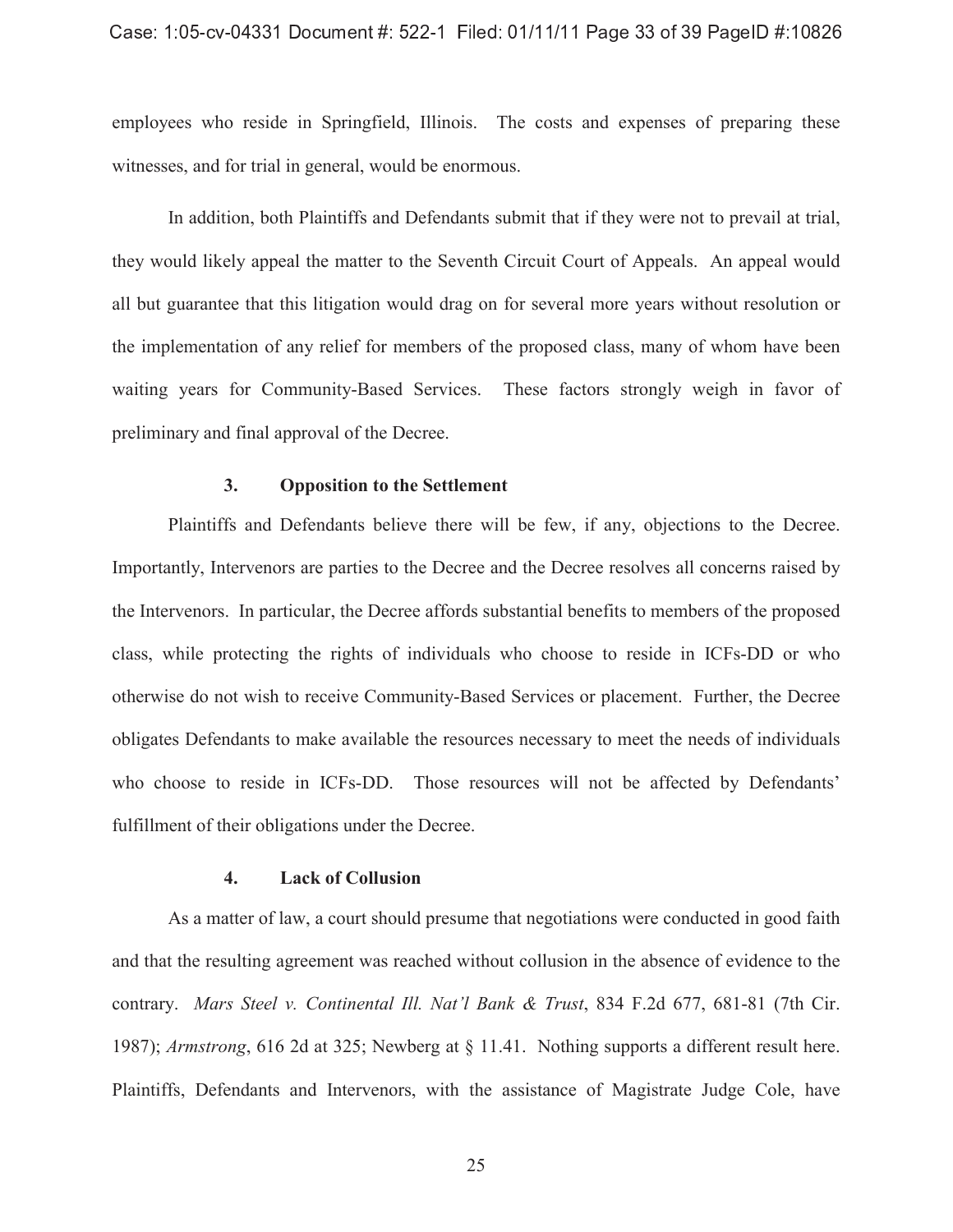employees who reside in Springfield, Illinois. The costs and expenses of preparing these witnesses, and for trial in general, would be enormous.

In addition, both Plaintiffs and Defendants submit that if they were not to prevail at trial, they would likely appeal the matter to the Seventh Circuit Court of Appeals. An appeal would all but guarantee that this litigation would drag on for several more years without resolution or the implementation of any relief for members of the proposed class, many of whom have been waiting years for Community-Based Services. These factors strongly weigh in favor of preliminary and final approval of the Decree.

### 3. Opposition to the Settlement

Plaintiffs and Defendants believe there will be few, if any, objections to the Decree. Importantly, Intervenors are parties to the Decree and the Decree resolves all concerns raised by the Intervenors. In particular, the Decree affords substantial benefits to members of the proposed class, while protecting the rights of individuals who choose to reside in ICFs-DD or who otherwise do not wish to receive Community-Based Services or placement. Further, the Decree obligates Defendants to make available the resources necessary to meet the needs of individuals who choose to reside in ICFs-DD. Those resources will not be affected by Defendants' fulfillment of their obligations under the Decree.

### 4. Lack of Collusion

As a matter of law, a court should presume that negotiations were conducted in good faith and that the resulting agreement was reached without collusion in the absence of evidence to the contrary. *Mars Steel v. Continental Ill. Nat'l Bank & Trust*, 834 F.2d 677, 681-81 (7th Cir. 1987); *Armstrong*, 616 2d at 325; Newberg at § 11.41. Nothing supports a different result here. Plaintiffs, Defendants and Intervenors, with the assistance of Magistrate Judge Cole, have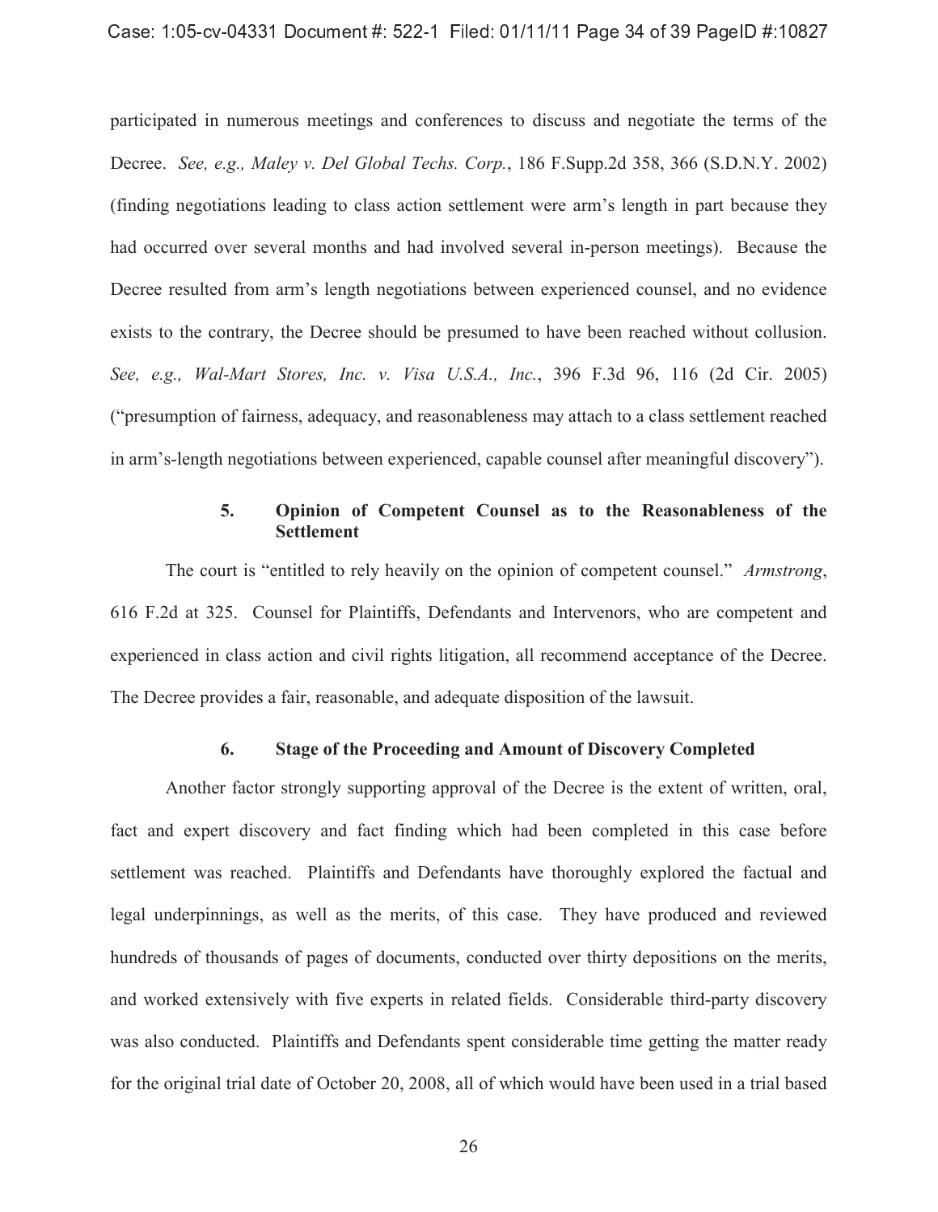participated in numerous meetings and conferences to discuss and negotiate the terms of the Decree. *See, e.g., Maley v. Del Global Techs. Corp.*, 186 F.Supp.2d 358, 366 (S.D.N.Y. 2002) (finding negotiations leading to class action settlement were arm's length in part because they had occurred over several months and had involved several in-person meetings). Because the Decree resulted from arm's length negotiations between experienced counsel, and no evidence exists to the contrary, the Decree should be presumed to have been reached without collusion. *See, e.g., Wal-Mart Stores, Inc. v. Visa U.S.A., Inc.*, 396 F.3d 96, 116 (2d Cir. 2005) ("presumption of fairness, adequacy, and reasonableness may attach to a class settlement reached in arm's-length negotiations between experienced, capable counsel after meaningful discovery").

#### 5. Opinion of Competent Counsel as to the Reasonableness of the Settlement

The court is "entitled to rely heavily on the opinion of competent counsel." *Armstrong*, 616 F.2d at 325. Counsel for Plaintiffs, Defendants and Intervenors, who are competent and experienced in class action and civil rights litigation, all recommend acceptance of the Decree. The Decree provides a fair, reasonable, and adequate disposition of the lawsuit.

#### 6. Stage of the Proceeding and Amount of Discovery Completed

Another factor strongly supporting approval of the Decree is the extent of written, oral, fact and expert discovery and fact finding which had been completed in this case before settlement was reached. Plaintiffs and Defendants have thoroughly explored the factual and legal underpinnings, as well as the merits, of this case. They have produced and reviewed hundreds of thousands of pages of documents, conducted over thirty depositions on the merits, and worked extensively with five experts in related fields. Considerable third-party discovery was also conducted. Plaintiffs and Defendants spent considerable time getting the matter ready for the original trial date of October 20, 2008, all of which would have been used in a trial based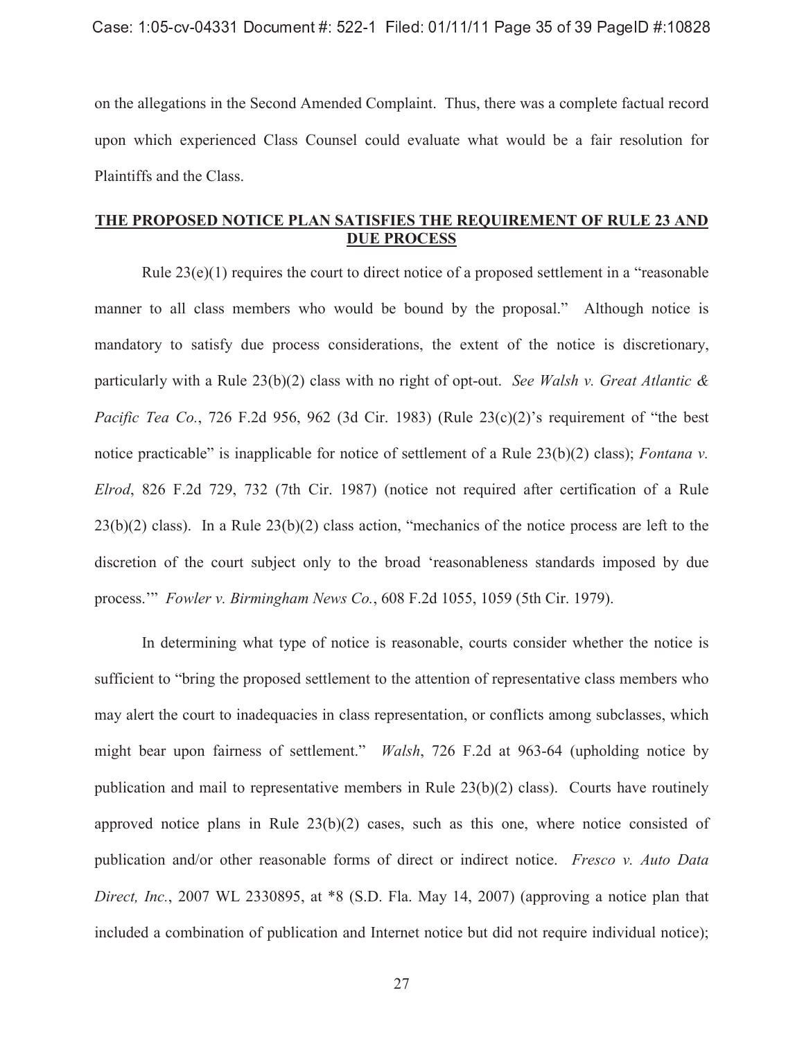on the allegations in the Second Amended Complaint. Thus, there was a complete factual record upon which experienced Class Counsel could evaluate what would be a fair resolution for Plaintiffs and the Class.

## THE PROPOSED NOTICE PLAN SATISFIES THE REQUIREMENT OF RULE 23 AND DUE PROCESS

Rule 23(e)(1) requires the court to direct notice of a proposed settlement in a "reasonable manner to all class members who would be bound by the proposal." Although notice is mandatory to satisfy due process considerations, the extent of the notice is discretionary, particularly with a Rule 23(b)(2) class with no right of opt-out. *See Walsh v. Great Atlantic & Pacific Tea Co.*, 726 F.2d 956, 962 (3d Cir. 1983) (Rule 23(c)(2)'s requirement of "the best notice practicable" is inapplicable for notice of settlement of a Rule 23(b)(2) class); *Fontana v. Elrod*, 826 F.2d 729, 732 (7th Cir. 1987) (notice not required after certification of a Rule 23(b)(2) class). In a Rule 23(b)(2) class action, "mechanics of the notice process are left to the discretion of the court subject only to the broad 'reasonableness standards imposed by due process.'" *Fowler v. Birmingham News Co.*, 608 F.2d 1055, 1059 (5th Cir. 1979).

In determining what type of notice is reasonable, courts consider whether the notice is sufficient to "bring the proposed settlement to the attention of representative class members who may alert the court to inadequacies in class representation, or conflicts among subclasses, which might bear upon fairness of settlement." *Walsh*, 726 F.2d at 963-64 (upholding notice by publication and mail to representative members in Rule 23(b)(2) class). Courts have routinely approved notice plans in Rule 23(b)(2) cases, such as this one, where notice consisted of publication and/or other reasonable forms of direct or indirect notice. *Fresco v. Auto Data Direct, Inc.*, 2007 WL 2330895, at *8 (S.D. Fla. May 14, 2007) (approving a notice plan that included a combination of publication and Internet notice but did not require individual notice);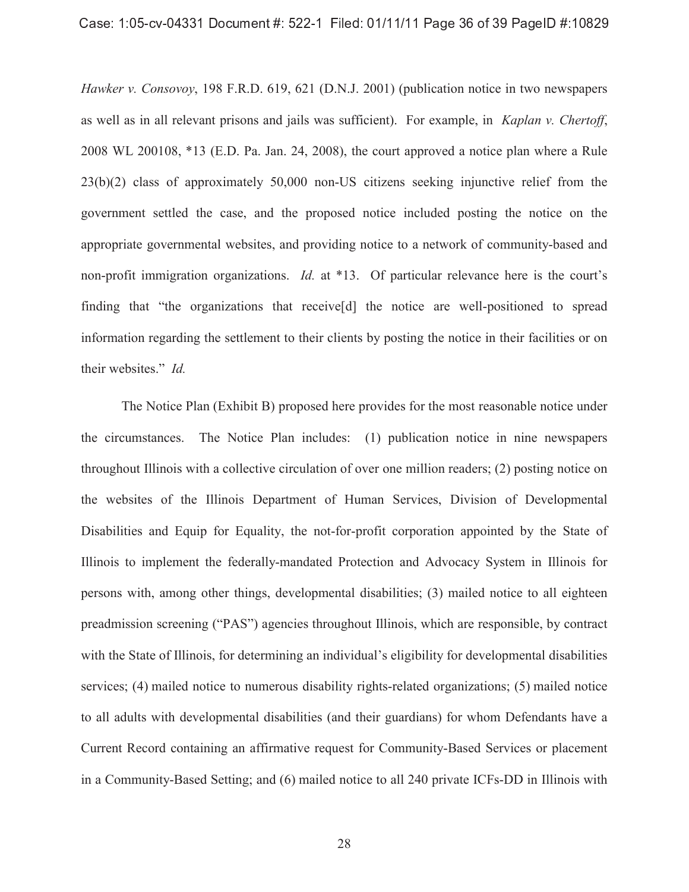*Hawker v. Consovoy*, 198 F.R.D. 619, 621 (D.N.J. 2001) (publication notice in two newspapers as well as in all relevant prisons and jails was sufficient). For example, in *Kaplan v. Chertoff*, 2008 WL 200108, *13 (E.D. Pa. Jan. 24, 2008), the court approved a notice plan where a Rule 23(b)(2) class of approximately 50,000 non-US citizens seeking injunctive relief from the government settled the case, and the proposed notice included posting the notice on the appropriate governmental websites, and providing notice to a network of community-based and non-profit immigration organizations. *Id.* at *13. Of particular relevance here is the court's finding that "the organizations that receive[d] the notice are well-positioned to spread information regarding the settlement to their clients by posting the notice in their facilities or on their websites." *Id.*

The Notice Plan (Exhibit B) proposed here provides for the most reasonable notice under the circumstances. The Notice Plan includes: (1) publication notice in nine newspapers throughout Illinois with a collective circulation of over one million readers; (2) posting notice on the websites of the Illinois Department of Human Services, Division of Developmental Disabilities and Equip for Equality, the not-for-profit corporation appointed by the State of Illinois to implement the federally-mandated Protection and Advocacy System in Illinois for persons with, among other things, developmental disabilities; (3) mailed notice to all eighteen preadmission screening ("PAS") agencies throughout Illinois, which are responsible, by contract with the State of Illinois, for determining an individual's eligibility for developmental disabilities services; (4) mailed notice to numerous disability rights-related organizations; (5) mailed notice to all adults with developmental disabilities (and their guardians) for whom Defendants have a Current Record containing an affirmative request for Community-Based Services or placement in a Community-Based Setting; and (6) mailed notice to all 240 private ICFs-DD in Illinois with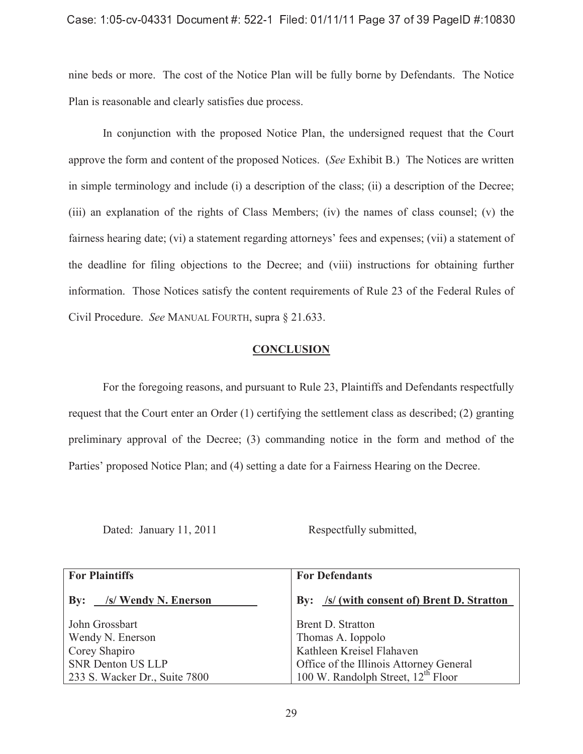nine beds or more. The cost of the Notice Plan will be fully borne by Defendants. The Notice Plan is reasonable and clearly satisfies due process.

In conjunction with the proposed Notice Plan, the undersigned request that the Court approve the form and content of the proposed Notices. (*See* Exhibit B.) The Notices are written in simple terminology and include (i) a description of the class; (ii) a description of the Decree; (iii) an explanation of the rights of Class Members; (iv) the names of class counsel; (v) the fairness hearing date; (vi) a statement regarding attorneys' fees and expenses; (vii) a statement of the deadline for filing objections to the Decree; and (viii) instructions for obtaining further information. Those Notices satisfy the content requirements of Rule 23 of the Federal Rules of Civil Procedure. *See* MANUAL FOURTH, supra § 21.633.

## CONCLUSION

For the foregoing reasons, and pursuant to Rule 23, Plaintiffs and Defendants respectfully request that the Court enter an Order (1) certifying the settlement class as described; (2) granting preliminary approval of the Decree; (3) commanding notice in the form and method of the Parties' proposed Notice Plan; and (4) setting a date for a Fairness Hearing on the Decree.

Dated: January 11, 2011 Respectfully submitted,

| **For Plaintiffs** | **For Defendants** |
|---|---|
| **By: /s/ Wendy N. Enerson** | **By: /s/ (with consent of) Brent D. Stratton** |
| John Grossbart<br>Wendy N. Enerson<br>Corey Shapiro<br>SNR Denton US LLP<br>233 S. Wacker Dr., Suite 7800 | Brent D. Stratton<br>Thomas A. Ioppolo<br>Kathleen Kreisel Flahaven<br>Office of the Illinois Attorney General<br>100 W. Randolph Street, 12th Floor |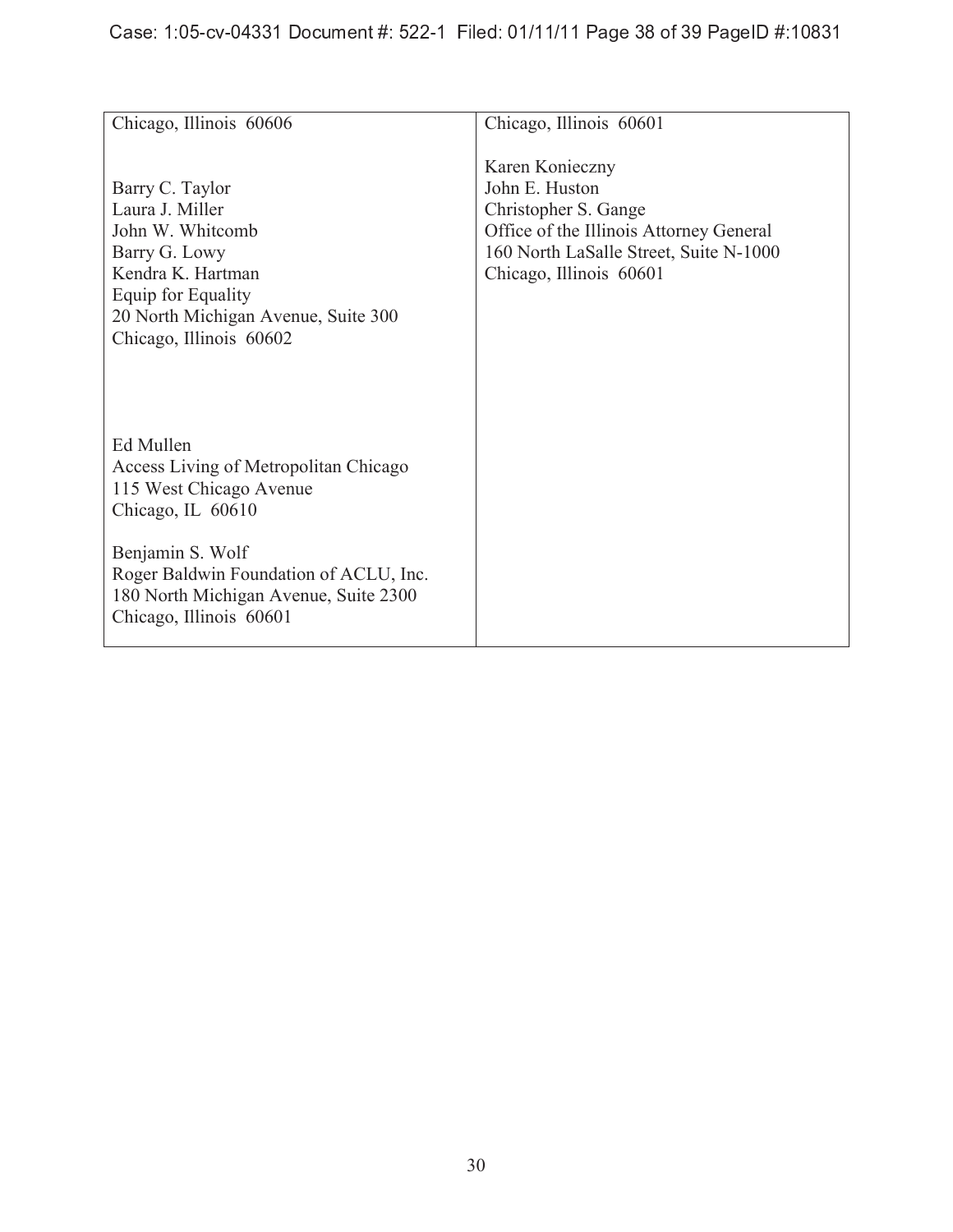| | |
|---|---|
| Chicago, Illinois 60606<br><br>Barry C. Taylor<br>Laura J. Miller<br>John W. Whitcomb<br>Barry G. Lowy<br>Kendra K. Hartman<br>Equip for Equality<br>20 North Michigan Avenue, Suite 300<br>Chicago, Illinois 60602<br><br>Ed Mullen<br>Access Living of Metropolitan Chicago<br>115 West Chicago Avenue<br>Chicago, IL 60610<br><br>Benjamin S. Wolf<br>Roger Baldwin Foundation of ACLU, Inc.<br>180 North Michigan Avenue, Suite 2300<br>Chicago, Illinois 60601 | Chicago, Illinois 60601<br><br>Karen Konieczny<br>John E. Huston<br>Christopher S. Gange<br>Office of the Illinois Attorney General<br>160 North LaSalle Street, Suite N-1000<br>Chicago, Illinois 60601 |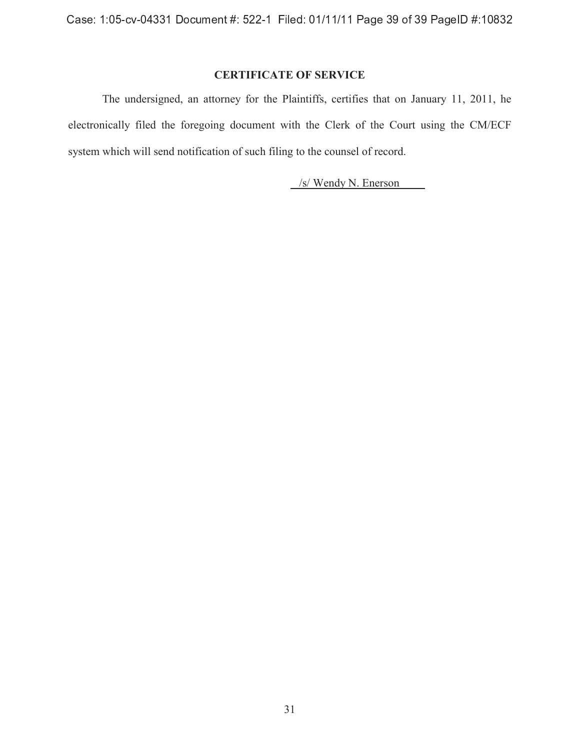## CERTIFICATE OF SERVICE

The undersigned, an attorney for the Plaintiffs, certifies that on January 11, 2011, he electronically filed the foregoing document with the Clerk of the Court using the CM/ECF system which will send notification of such filing to the counsel of record.

/s/ Wendy N. Enerson